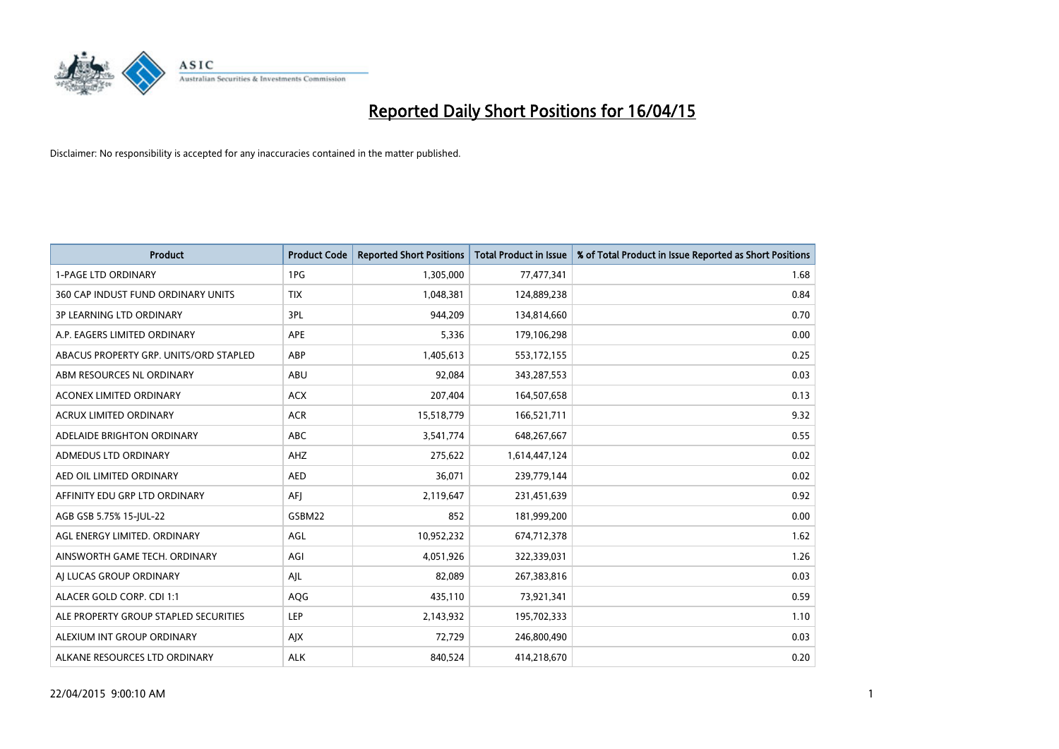# Reported Daily Short Positions for 16/04/15

Disclaimer: No responsibility is accepted for any inaccuracies contained in the matter published.

| Product | Product Code | Reported Short Positions | Total Product in Issue | % of Total Product in Issue Reported as Short Positions |
|---|---|---|---|---|
| 1-PAGE LTD ORDINARY | 1PG | 1,305,000 | 77,477,341 | 1.68 |
| 360 CAP INDUST FUND ORDINARY UNITS | TIX | 1,048,381 | 124,889,238 | 0.84 |
| 3P LEARNING LTD ORDINARY | 3PL | 944,209 | 134,814,660 | 0.70 |
| A.P. EAGERS LIMITED ORDINARY | APE | 5,336 | 179,106,298 | 0.00 |
| ABACUS PROPERTY GRP. UNITS/ORD STAPLED | ABP | 1,405,613 | 553,172,155 | 0.25 |
| ABM RESOURCES NL ORDINARY | ABU | 92,084 | 343,287,553 | 0.03 |
| ACONEX LIMITED ORDINARY | ACX | 207,404 | 164,507,658 | 0.13 |
| ACRUX LIMITED ORDINARY | ACR | 15,518,779 | 166,521,711 | 9.32 |
| ADELAIDE BRIGHTON ORDINARY | ABC | 3,541,774 | 648,267,667 | 0.55 |
| ADMEDUS LTD ORDINARY | AHZ | 275,622 | 1,614,447,124 | 0.02 |
| AED OIL LIMITED ORDINARY | AED | 36,071 | 239,779,144 | 0.02 |
| AFFINITY EDU GRP LTD ORDINARY | AFJ | 2,119,647 | 231,451,639 | 0.92 |
| AGB GSB 5.75% 15-JUL-22 | GSBM22 | 852 | 181,999,200 | 0.00 |
| AGL ENERGY LIMITED. ORDINARY | AGL | 10,952,232 | 674,712,378 | 1.62 |
| AINSWORTH GAME TECH. ORDINARY | AGI | 4,051,926 | 322,339,031 | 1.26 |
| AJ LUCAS GROUP ORDINARY | AJL | 82,089 | 267,383,816 | 0.03 |
| ALACER GOLD CORP. CDI 1:1 | AQG | 435,110 | 73,921,341 | 0.59 |
| ALE PROPERTY GROUP STAPLED SECURITIES | LEP | 2,143,932 | 195,702,333 | 1.10 |
| ALEXIUM INT GROUP ORDINARY | AJX | 72,729 | 246,800,490 | 0.03 |
| ALKANE RESOURCES LTD ORDINARY | ALK | 840,524 | 414,218,670 | 0.20 |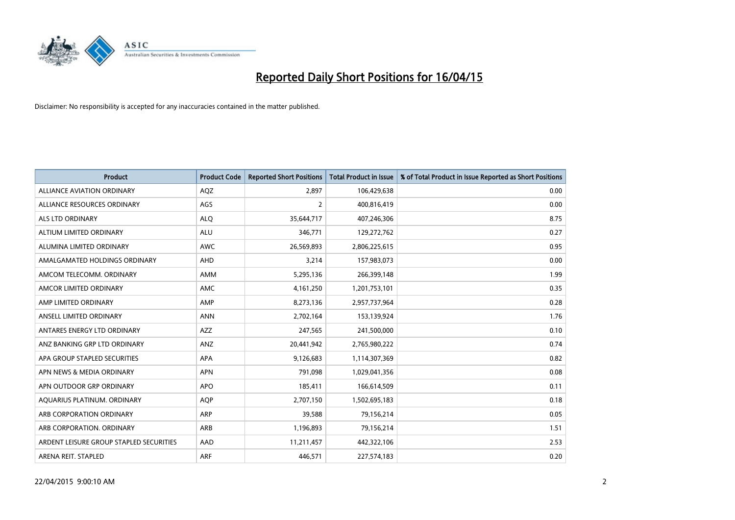# Reported Daily Short Positions for 16/04/15

Disclaimer: No responsibility is accepted for any inaccuracies contained in the matter published.

| Product | Product Code | Reported Short Positions | Total Product in Issue | % of Total Product in Issue Reported as Short Positions |
|---|---|---|---|---|
| ALLIANCE AVIATION ORDINARY | AQZ | 2,897 | 106,429,638 | 0.00 |
| ALLIANCE RESOURCES ORDINARY | AGS | 2 | 400,816,419 | 0.00 |
| ALS LTD ORDINARY | ALQ | 35,644,717 | 407,246,306 | 8.75 |
| ALTIUM LIMITED ORDINARY | ALU | 346,771 | 129,272,762 | 0.27 |
| ALUMINA LIMITED ORDINARY | AWC | 26,569,893 | 2,806,225,615 | 0.95 |
| AMALGAMATED HOLDINGS ORDINARY | AHD | 3,214 | 157,983,073 | 0.00 |
| AMCOM TELECOMM. ORDINARY | AMM | 5,295,136 | 266,399,148 | 1.99 |
| AMCOR LIMITED ORDINARY | AMC | 4,161,250 | 1,201,753,101 | 0.35 |
| AMP LIMITED ORDINARY | AMP | 8,273,136 | 2,957,737,964 | 0.28 |
| ANSELL LIMITED ORDINARY | ANN | 2,702,164 | 153,139,924 | 1.76 |
| ANTARES ENERGY LTD ORDINARY | AZZ | 247,565 | 241,500,000 | 0.10 |
| ANZ BANKING GRP LTD ORDINARY | ANZ | 20,441,942 | 2,765,980,222 | 0.74 |
| APA GROUP STAPLED SECURITIES | APA | 9,126,683 | 1,114,307,369 | 0.82 |
| APN NEWS & MEDIA ORDINARY | APN | 791,098 | 1,029,041,356 | 0.08 |
| APN OUTDOOR GRP ORDINARY | APO | 185,411 | 166,614,509 | 0.11 |
| AQUARIUS PLATINUM. ORDINARY | AQP | 2,707,150 | 1,502,695,183 | 0.18 |
| ARB CORPORATION ORDINARY | ARP | 39,588 | 79,156,214 | 0.05 |
| ARB CORPORATION. ORDINARY | ARB | 1,196,893 | 79,156,214 | 1.51 |
| ARDENT LEISURE GROUP STAPLED SECURITIES | AAD | 11,211,457 | 442,322,106 | 2.53 |
| ARENA REIT. STAPLED | ARF | 446,571 | 227,574,183 | 0.20 |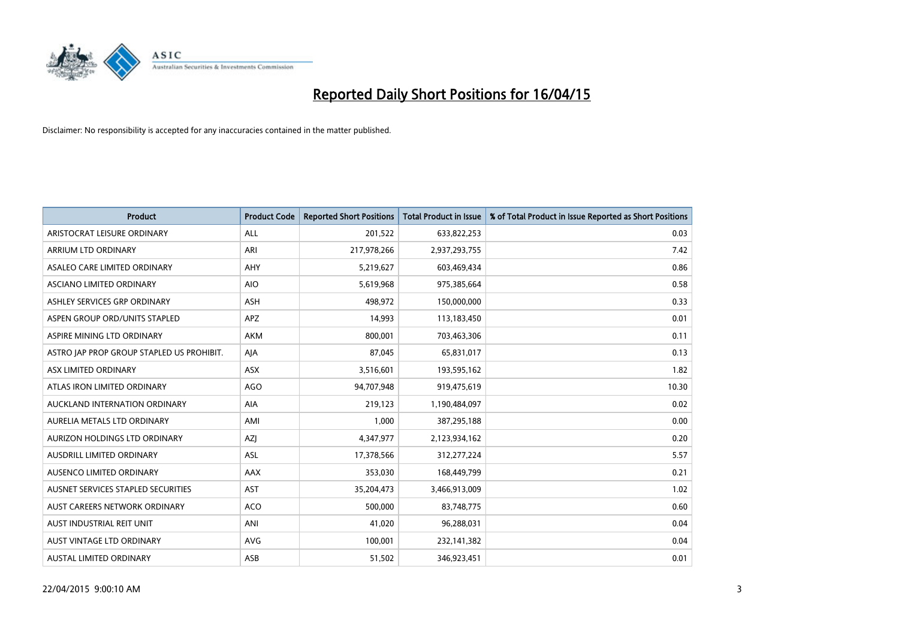# Reported Daily Short Positions for 16/04/15

Disclaimer: No responsibility is accepted for any inaccuracies contained in the matter published.

| Product | Product Code | Reported Short Positions | Total Product in Issue | % of Total Product in Issue Reported as Short Positions |
|---|---|---|---|---|
| ARISTOCRAT LEISURE ORDINARY | ALL | 201,522 | 633,822,253 | 0.03 |
| ARRIUM LTD ORDINARY | ARI | 217,978,266 | 2,937,293,755 | 7.42 |
| ASALEO CARE LIMITED ORDINARY | AHY | 5,219,627 | 603,469,434 | 0.86 |
| ASCIANO LIMITED ORDINARY | AIO | 5,619,968 | 975,385,664 | 0.58 |
| ASHLEY SERVICES GRP ORDINARY | ASH | 498,972 | 150,000,000 | 0.33 |
| ASPEN GROUP ORD/UNITS STAPLED | APZ | 14,993 | 113,183,450 | 0.01 |
| ASPIRE MINING LTD ORDINARY | AKM | 800,001 | 703,463,306 | 0.11 |
| ASTRO JAP PROP GROUP STAPLED US PROHIBIT. | AJA | 87,045 | 65,831,017 | 0.13 |
| ASX LIMITED ORDINARY | ASX | 3,516,601 | 193,595,162 | 1.82 |
| ATLAS IRON LIMITED ORDINARY | AGO | 94,707,948 | 919,475,619 | 10.30 |
| AUCKLAND INTERNATION ORDINARY | AIA | 219,123 | 1,190,484,097 | 0.02 |
| AURELIA METALS LTD ORDINARY | AMI | 1,000 | 387,295,188 | 0.00 |
| AURIZON HOLDINGS LTD ORDINARY | AZJ | 4,347,977 | 2,123,934,162 | 0.20 |
| AUSDRILL LIMITED ORDINARY | ASL | 17,378,566 | 312,277,224 | 5.57 |
| AUSENCO LIMITED ORDINARY | AAX | 353,030 | 168,449,799 | 0.21 |
| AUSNET SERVICES STAPLED SECURITIES | AST | 35,204,473 | 3,466,913,009 | 1.02 |
| AUST CAREERS NETWORK ORDINARY | ACO | 500,000 | 83,748,775 | 0.60 |
| AUST INDUSTRIAL REIT UNIT | ANI | 41,020 | 96,288,031 | 0.04 |
| AUST VINTAGE LTD ORDINARY | AVG | 100,001 | 232,141,382 | 0.04 |
| AUSTAL LIMITED ORDINARY | ASB | 51,502 | 346,923,451 | 0.01 |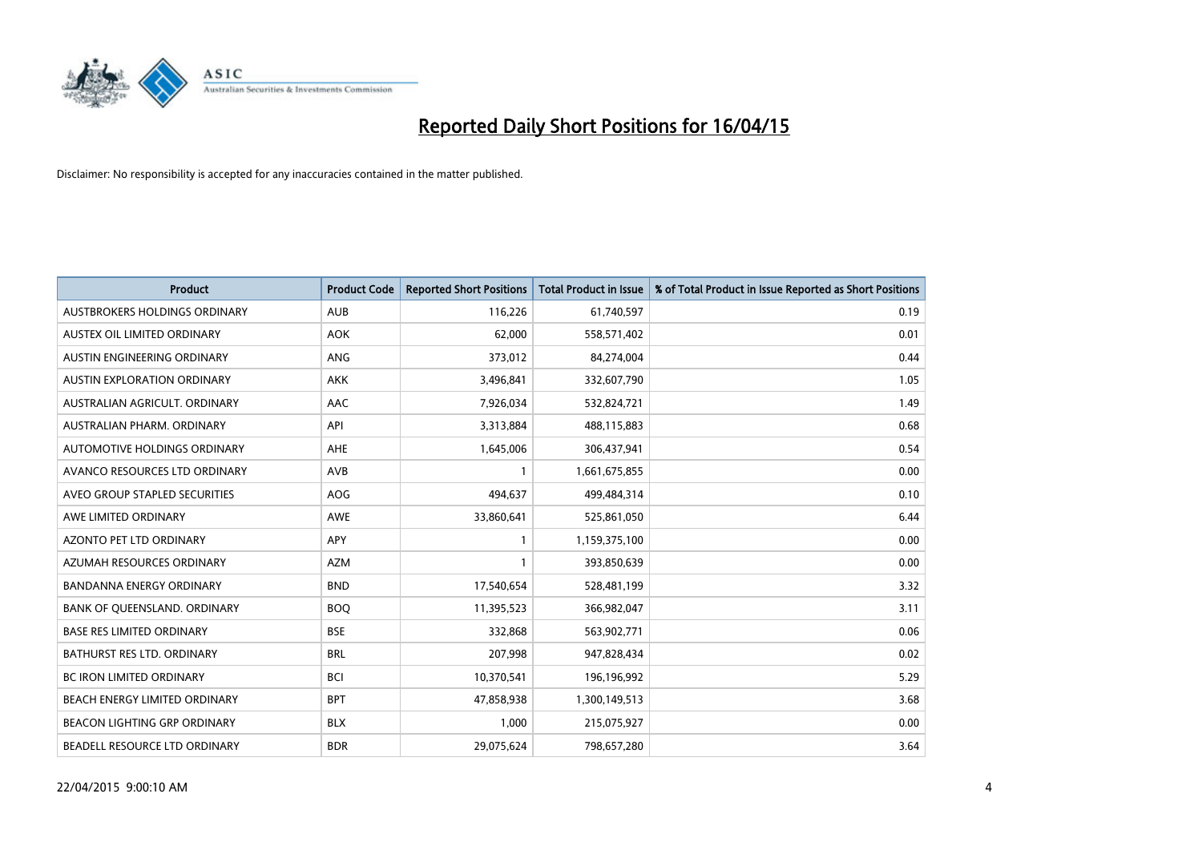# Reported Daily Short Positions for 16/04/15

Disclaimer: No responsibility is accepted for any inaccuracies contained in the matter published.

| Product | Product Code | Reported Short Positions | Total Product in Issue | % of Total Product in Issue Reported as Short Positions |
|---|---|---|---|---|
| AUSTBROKERS HOLDINGS ORDINARY | AUB | 116,226 | 61,740,597 | 0.19 |
| AUSTEX OIL LIMITED ORDINARY | AOK | 62,000 | 558,571,402 | 0.01 |
| AUSTIN ENGINEERING ORDINARY | ANG | 373,012 | 84,274,004 | 0.44 |
| AUSTIN EXPLORATION ORDINARY | AKK | 3,496,841 | 332,607,790 | 1.05 |
| AUSTRALIAN AGRICULT. ORDINARY | AAC | 7,926,034 | 532,824,721 | 1.49 |
| AUSTRALIAN PHARM. ORDINARY | API | 3,313,884 | 488,115,883 | 0.68 |
| AUTOMOTIVE HOLDINGS ORDINARY | AHE | 1,645,006 | 306,437,941 | 0.54 |
| AVANCO RESOURCES LTD ORDINARY | AVB | 1 | 1,661,675,855 | 0.00 |
| AVEO GROUP STAPLED SECURITIES | AOG | 494,637 | 499,484,314 | 0.10 |
| AWE LIMITED ORDINARY | AWE | 33,860,641 | 525,861,050 | 6.44 |
| AZONTO PET LTD ORDINARY | APY | 1 | 1,159,375,100 | 0.00 |
| AZUMAH RESOURCES ORDINARY | AZM | 1 | 393,850,639 | 0.00 |
| BANDANNA ENERGY ORDINARY | BND | 17,540,654 | 528,481,199 | 3.32 |
| BANK OF QUEENSLAND. ORDINARY | BOQ | 11,395,523 | 366,982,047 | 3.11 |
| BASE RES LIMITED ORDINARY | BSE | 332,868 | 563,902,771 | 0.06 |
| BATHURST RES LTD. ORDINARY | BRL | 207,998 | 947,828,434 | 0.02 |
| BC IRON LIMITED ORDINARY | BCI | 10,370,541 | 196,196,992 | 5.29 |
| BEACH ENERGY LIMITED ORDINARY | BPT | 47,858,938 | 1,300,149,513 | 3.68 |
| BEACON LIGHTING GRP ORDINARY | BLX | 1,000 | 215,075,927 | 0.00 |
| BEADELL RESOURCE LTD ORDINARY | BDR | 29,075,624 | 798,657,280 | 3.64 |

22/04/2015 9:00:10 AM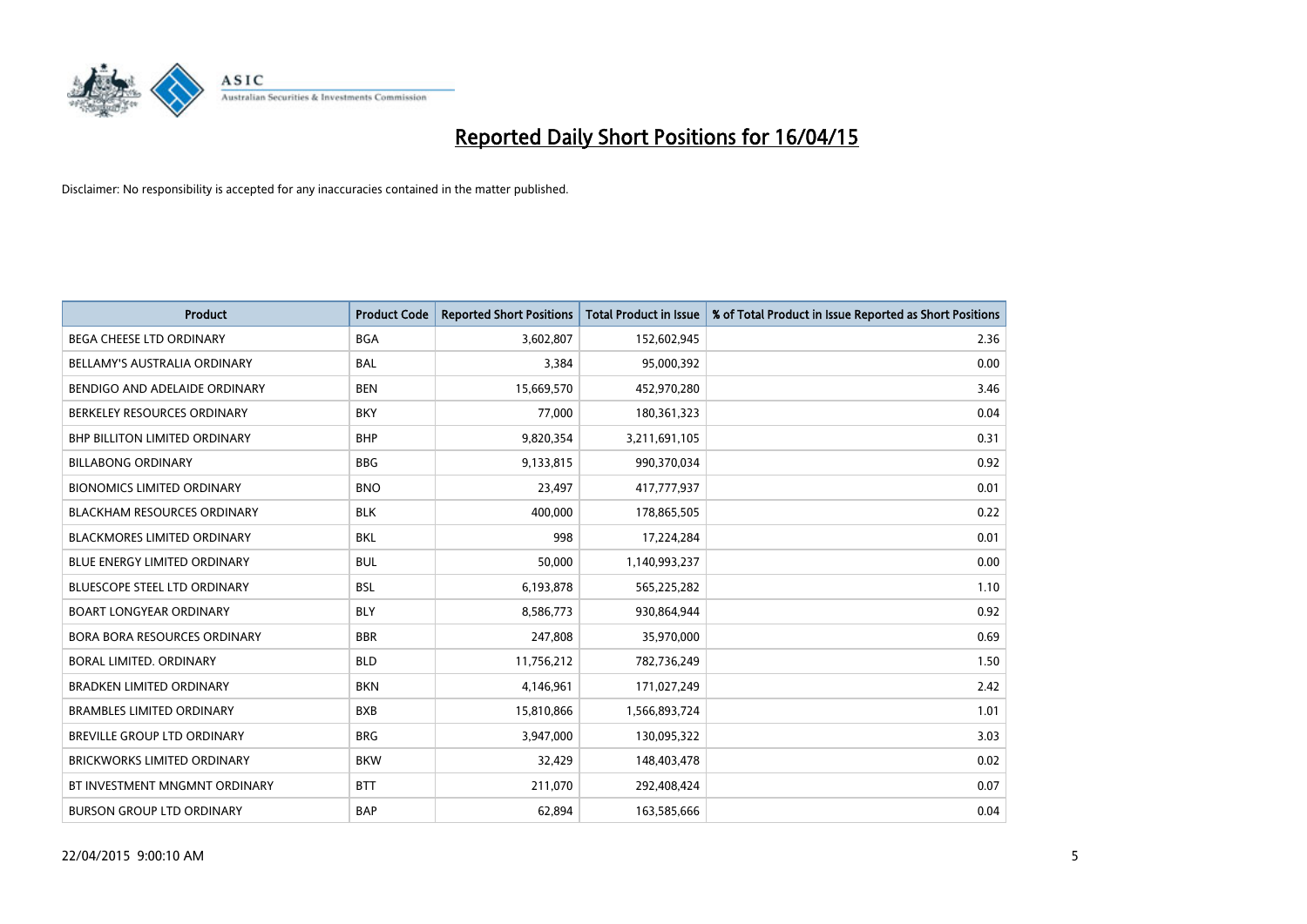# Reported Daily Short Positions for 16/04/15

Disclaimer: No responsibility is accepted for any inaccuracies contained in the matter published.

| Product | Product Code | Reported Short Positions | Total Product in Issue | % of Total Product in Issue Reported as Short Positions |
|---|---|---|---|---|
| BEGA CHEESE LTD ORDINARY | BGA | 3,602,807 | 152,602,945 | 2.36 |
| BELLAMY'S AUSTRALIA ORDINARY | BAL | 3,384 | 95,000,392 | 0.00 |
| BENDIGO AND ADELAIDE ORDINARY | BEN | 15,669,570 | 452,970,280 | 3.46 |
| BERKELEY RESOURCES ORDINARY | BKY | 77,000 | 180,361,323 | 0.04 |
| BHP BILLITON LIMITED ORDINARY | BHP | 9,820,354 | 3,211,691,105 | 0.31 |
| BILLABONG ORDINARY | BBG | 9,133,815 | 990,370,034 | 0.92 |
| BIONOMICS LIMITED ORDINARY | BNO | 23,497 | 417,777,937 | 0.01 |
| BLACKHAM RESOURCES ORDINARY | BLK | 400,000 | 178,865,505 | 0.22 |
| BLACKMORES LIMITED ORDINARY | BKL | 998 | 17,224,284 | 0.01 |
| BLUE ENERGY LIMITED ORDINARY | BUL | 50,000 | 1,140,993,237 | 0.00 |
| BLUESCOPE STEEL LTD ORDINARY | BSL | 6,193,878 | 565,225,282 | 1.10 |
| BOART LONGYEAR ORDINARY | BLY | 8,586,773 | 930,864,944 | 0.92 |
| BORA BORA RESOURCES ORDINARY | BBR | 247,808 | 35,970,000 | 0.69 |
| BORAL LIMITED. ORDINARY | BLD | 11,756,212 | 782,736,249 | 1.50 |
| BRADKEN LIMITED ORDINARY | BKN | 4,146,961 | 171,027,249 | 2.42 |
| BRAMBLES LIMITED ORDINARY | BXB | 15,810,866 | 1,566,893,724 | 1.01 |
| BREVILLE GROUP LTD ORDINARY | BRG | 3,947,000 | 130,095,322 | 3.03 |
| BRICKWORKS LIMITED ORDINARY | BKW | 32,429 | 148,403,478 | 0.02 |
| BT INVESTMENT MNGMNT ORDINARY | BTT | 211,070 | 292,408,424 | 0.07 |
| BURSON GROUP LTD ORDINARY | BAP | 62,894 | 163,585,666 | 0.04 |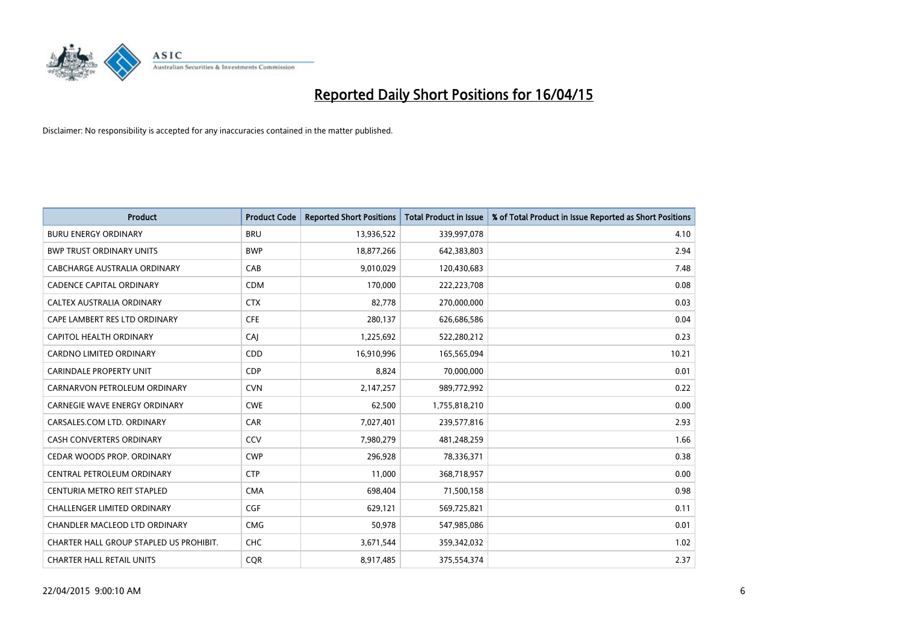# Reported Daily Short Positions for 16/04/15

Disclaimer: No responsibility is accepted for any inaccuracies contained in the matter published.

| Product | Product Code | Reported Short Positions | Total Product in Issue | % of Total Product in Issue Reported as Short Positions |
|---|---|---|---|---|
| BURU ENERGY ORDINARY | BRU | 13,936,522 | 339,997,078 | 4.10 |
| BWP TRUST ORDINARY UNITS | BWP | 18,877,266 | 642,383,803 | 2.94 |
| CABCHARGE AUSTRALIA ORDINARY | CAB | 9,010,029 | 120,430,683 | 7.48 |
| CADENCE CAPITAL ORDINARY | CDM | 170,000 | 222,223,708 | 0.08 |
| CALTEX AUSTRALIA ORDINARY | CTX | 82,778 | 270,000,000 | 0.03 |
| CAPE LAMBERT RES LTD ORDINARY | CFE | 280,137 | 626,686,586 | 0.04 |
| CAPITOL HEALTH ORDINARY | CAJ | 1,225,692 | 522,280,212 | 0.23 |
| CARDNO LIMITED ORDINARY | CDD | 16,910,996 | 165,565,094 | 10.21 |
| CARINDALE PROPERTY UNIT | CDP | 8,824 | 70,000,000 | 0.01 |
| CARNARVON PETROLEUM ORDINARY | CVN | 2,147,257 | 989,772,992 | 0.22 |
| CARNEGIE WAVE ENERGY ORDINARY | CWE | 62,500 | 1,755,818,210 | 0.00 |
| CARSALES.COM LTD. ORDINARY | CAR | 7,027,401 | 239,577,816 | 2.93 |
| CASH CONVERTERS ORDINARY | CCV | 7,980,279 | 481,248,259 | 1.66 |
| CEDAR WOODS PROP. ORDINARY | CWP | 296,928 | 78,336,371 | 0.38 |
| CENTRAL PETROLEUM ORDINARY | CTP | 11,000 | 368,718,957 | 0.00 |
| CENTURIA METRO REIT STAPLED | CMA | 698,404 | 71,500,158 | 0.98 |
| CHALLENGER LIMITED ORDINARY | CGF | 629,121 | 569,725,821 | 0.11 |
| CHANDLER MACLEOD LTD ORDINARY | CMG | 50,978 | 547,985,086 | 0.01 |
| CHARTER HALL GROUP STAPLED US PROHIBIT. | CHC | 3,671,544 | 359,342,032 | 1.02 |
| CHARTER HALL RETAIL UNITS | CQR | 8,917,485 | 375,554,374 | 2.37 |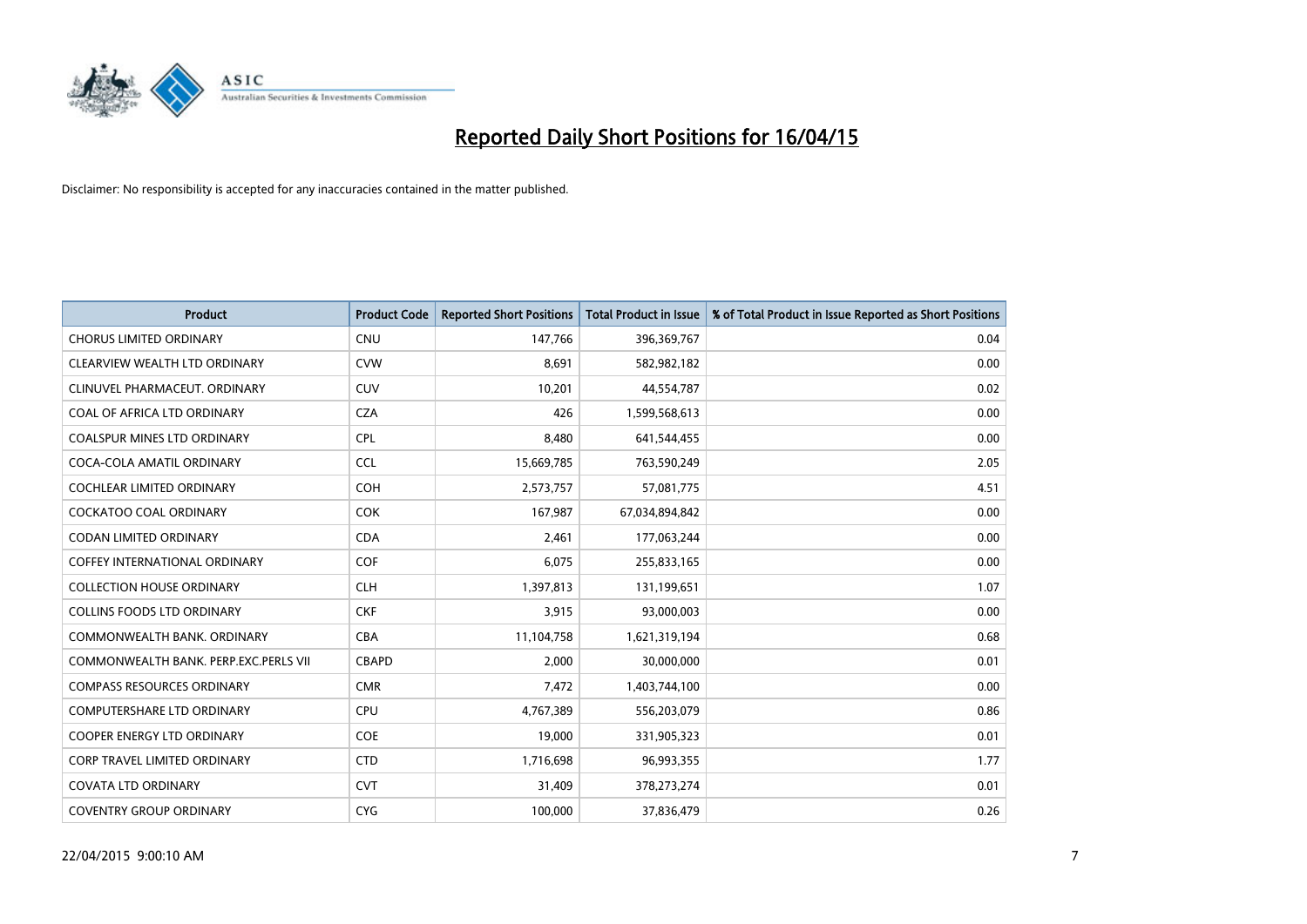# Reported Daily Short Positions for 16/04/15

Disclaimer: No responsibility is accepted for any inaccuracies contained in the matter published.

| Product | Product Code | Reported Short Positions | Total Product in Issue | % of Total Product in Issue Reported as Short Positions |
|---|---|---|---|---|
| CHORUS LIMITED ORDINARY | CNU | 147,766 | 396,369,767 | 0.04 |
| CLEARVIEW WEALTH LTD ORDINARY | CVW | 8,691 | 582,982,182 | 0.00 |
| CLINUVEL PHARMACEUT. ORDINARY | CUV | 10,201 | 44,554,787 | 0.02 |
| COAL OF AFRICA LTD ORDINARY | CZA | 426 | 1,599,568,613 | 0.00 |
| COALSPUR MINES LTD ORDINARY | CPL | 8,480 | 641,544,455 | 0.00 |
| COCA-COLA AMATIL ORDINARY | CCL | 15,669,785 | 763,590,249 | 2.05 |
| COCHLEAR LIMITED ORDINARY | COH | 2,573,757 | 57,081,775 | 4.51 |
| COCKATOO COAL ORDINARY | COK | 167,987 | 67,034,894,842 | 0.00 |
| CODAN LIMITED ORDINARY | CDA | 2,461 | 177,063,244 | 0.00 |
| COFFEY INTERNATIONAL ORDINARY | COF | 6,075 | 255,833,165 | 0.00 |
| COLLECTION HOUSE ORDINARY | CLH | 1,397,813 | 131,199,651 | 1.07 |
| COLLINS FOODS LTD ORDINARY | CKF | 3,915 | 93,000,003 | 0.00 |
| COMMONWEALTH BANK. ORDINARY | CBA | 11,104,758 | 1,621,319,194 | 0.68 |
| COMMONWEALTH BANK. PERP.EXC.PERLS VII | CBAPD | 2,000 | 30,000,000 | 0.01 |
| COMPASS RESOURCES ORDINARY | CMR | 7,472 | 1,403,744,100 | 0.00 |
| COMPUTERSHARE LTD ORDINARY | CPU | 4,767,389 | 556,203,079 | 0.86 |
| COOPER ENERGY LTD ORDINARY | COE | 19,000 | 331,905,323 | 0.01 |
| CORP TRAVEL LIMITED ORDINARY | CTD | 1,716,698 | 96,993,355 | 1.77 |
| COVATA LTD ORDINARY | CVT | 31,409 | 378,273,274 | 0.01 |
| COVENTRY GROUP ORDINARY | CYG | 100,000 | 37,836,479 | 0.26 |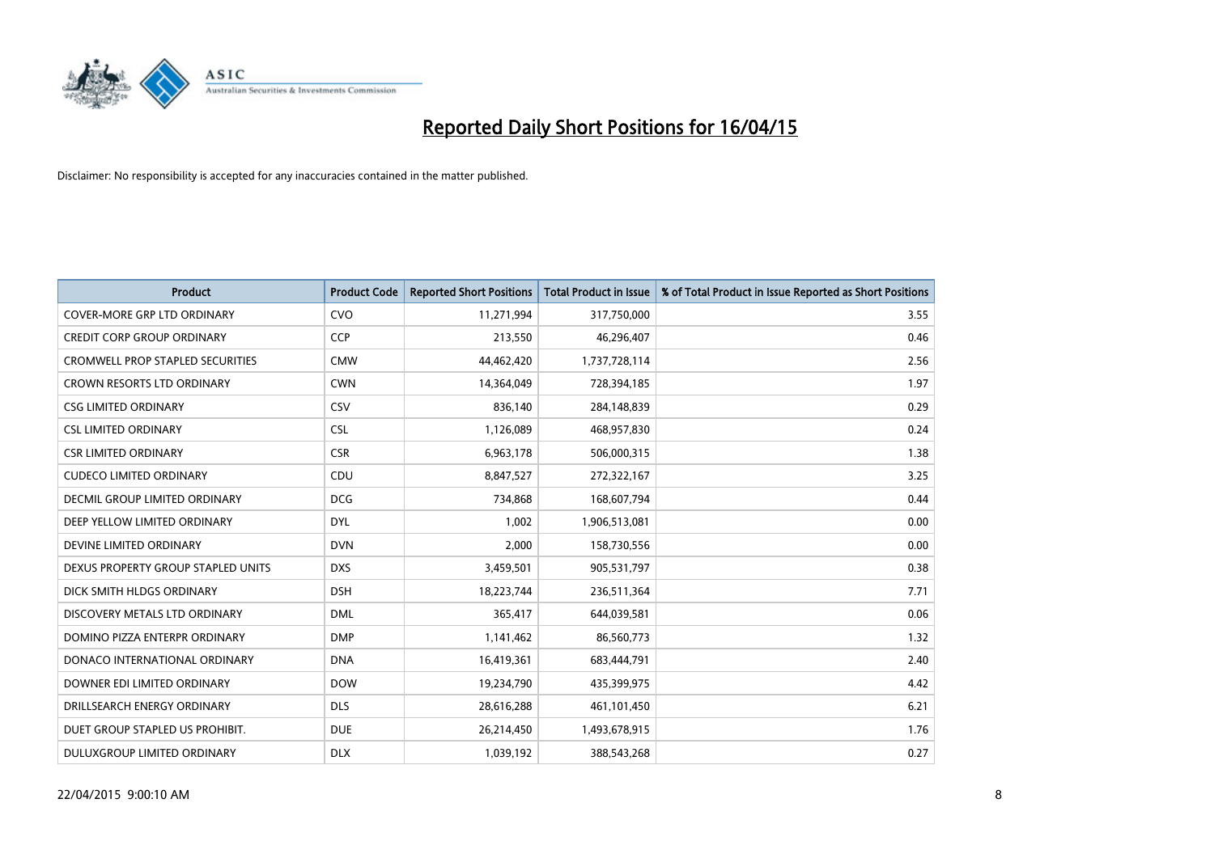# Reported Daily Short Positions for 16/04/15

Disclaimer: No responsibility is accepted for any inaccuracies contained in the matter published.

| Product | Product Code | Reported Short Positions | Total Product in Issue | % of Total Product in Issue Reported as Short Positions |
|---|---|---|---|---|
| COVER-MORE GRP LTD ORDINARY | CVO | 11,271,994 | 317,750,000 | 3.55 |
| CREDIT CORP GROUP ORDINARY | CCP | 213,550 | 46,296,407 | 0.46 |
| CROMWELL PROP STAPLED SECURITIES | CMW | 44,462,420 | 1,737,728,114 | 2.56 |
| CROWN RESORTS LTD ORDINARY | CWN | 14,364,049 | 728,394,185 | 1.97 |
| CSG LIMITED ORDINARY | CSV | 836,140 | 284,148,839 | 0.29 |
| CSL LIMITED ORDINARY | CSL | 1,126,089 | 468,957,830 | 0.24 |
| CSR LIMITED ORDINARY | CSR | 6,963,178 | 506,000,315 | 1.38 |
| CUDECO LIMITED ORDINARY | CDU | 8,847,527 | 272,322,167 | 3.25 |
| DECMIL GROUP LIMITED ORDINARY | DCG | 734,868 | 168,607,794 | 0.44 |
| DEEP YELLOW LIMITED ORDINARY | DYL | 1,002 | 1,906,513,081 | 0.00 |
| DEVINE LIMITED ORDINARY | DVN | 2,000 | 158,730,556 | 0.00 |
| DEXUS PROPERTY GROUP STAPLED UNITS | DXS | 3,459,501 | 905,531,797 | 0.38 |
| DICK SMITH HLDGS ORDINARY | DSH | 18,223,744 | 236,511,364 | 7.71 |
| DISCOVERY METALS LTD ORDINARY | DML | 365,417 | 644,039,581 | 0.06 |
| DOMINO PIZZA ENTERPR ORDINARY | DMP | 1,141,462 | 86,560,773 | 1.32 |
| DONACO INTERNATIONAL ORDINARY | DNA | 16,419,361 | 683,444,791 | 2.40 |
| DOWNER EDI LIMITED ORDINARY | DOW | 19,234,790 | 435,399,975 | 4.42 |
| DRILLSEARCH ENERGY ORDINARY | DLS | 28,616,288 | 461,101,450 | 6.21 |
| DUET GROUP STAPLED US PROHIBIT. | DUE | 26,214,450 | 1,493,678,915 | 1.76 |
| DULUXGROUP LIMITED ORDINARY | DLX | 1,039,192 | 388,543,268 | 0.27 |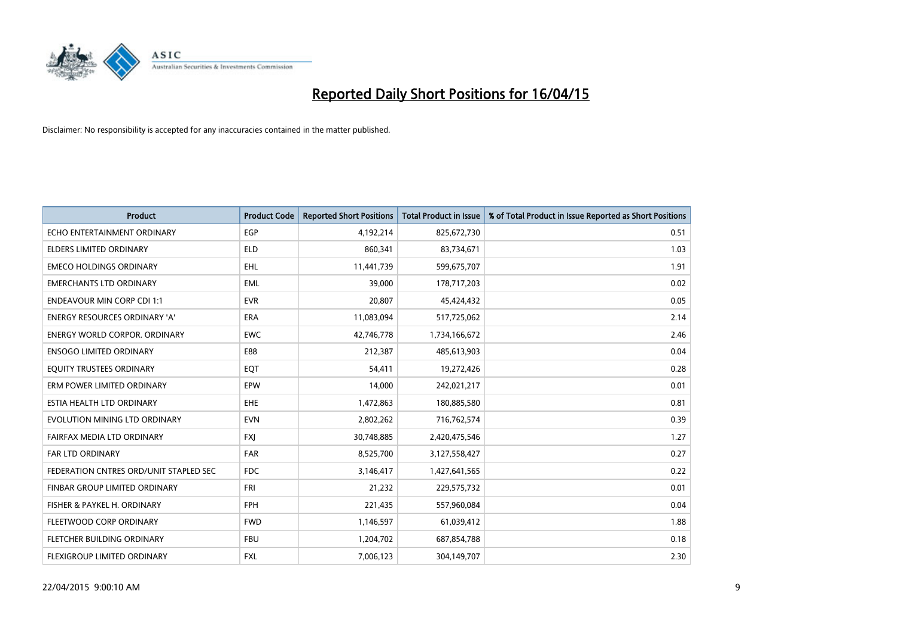# Reported Daily Short Positions for 16/04/15

Disclaimer: No responsibility is accepted for any inaccuracies contained in the matter published.

| Product | Product Code | Reported Short Positions | Total Product in Issue | % of Total Product in Issue Reported as Short Positions |
|---|---|---|---|---|
| ECHO ENTERTAINMENT ORDINARY | EGP | 4,192,214 | 825,672,730 | 0.51 |
| ELDERS LIMITED ORDINARY | ELD | 860,341 | 83,734,671 | 1.03 |
| EMECO HOLDINGS ORDINARY | EHL | 11,441,739 | 599,675,707 | 1.91 |
| EMERCHANTS LTD ORDINARY | EML | 39,000 | 178,717,203 | 0.02 |
| ENDEAVOUR MIN CORP CDI 1:1 | EVR | 20,807 | 45,424,432 | 0.05 |
| ENERGY RESOURCES ORDINARY 'A' | ERA | 11,083,094 | 517,725,062 | 2.14 |
| ENERGY WORLD CORPOR. ORDINARY | EWC | 42,746,778 | 1,734,166,672 | 2.46 |
| ENSOGO LIMITED ORDINARY | E88 | 212,387 | 485,613,903 | 0.04 |
| EQUITY TRUSTEES ORDINARY | EQT | 54,411 | 19,272,426 | 0.28 |
| ERM POWER LIMITED ORDINARY | EPW | 14,000 | 242,021,217 | 0.01 |
| ESTIA HEALTH LTD ORDINARY | EHE | 1,472,863 | 180,885,580 | 0.81 |
| EVOLUTION MINING LTD ORDINARY | EVN | 2,802,262 | 716,762,574 | 0.39 |
| FAIRFAX MEDIA LTD ORDINARY | FXJ | 30,748,885 | 2,420,475,546 | 1.27 |
| FAR LTD ORDINARY | FAR | 8,525,700 | 3,127,558,427 | 0.27 |
| FEDERATION CNTRES ORD/UNIT STAPLED SEC | FDC | 3,146,417 | 1,427,641,565 | 0.22 |
| FINBAR GROUP LIMITED ORDINARY | FRI | 21,232 | 229,575,732 | 0.01 |
| FISHER & PAYKEL H. ORDINARY | FPH | 221,435 | 557,960,084 | 0.04 |
| FLEETWOOD CORP ORDINARY | FWD | 1,146,597 | 61,039,412 | 1.88 |
| FLETCHER BUILDING ORDINARY | FBU | 1,204,702 | 687,854,788 | 0.18 |
| FLEXIGROUP LIMITED ORDINARY | FXL | 7,006,123 | 304,149,707 | 2.30 |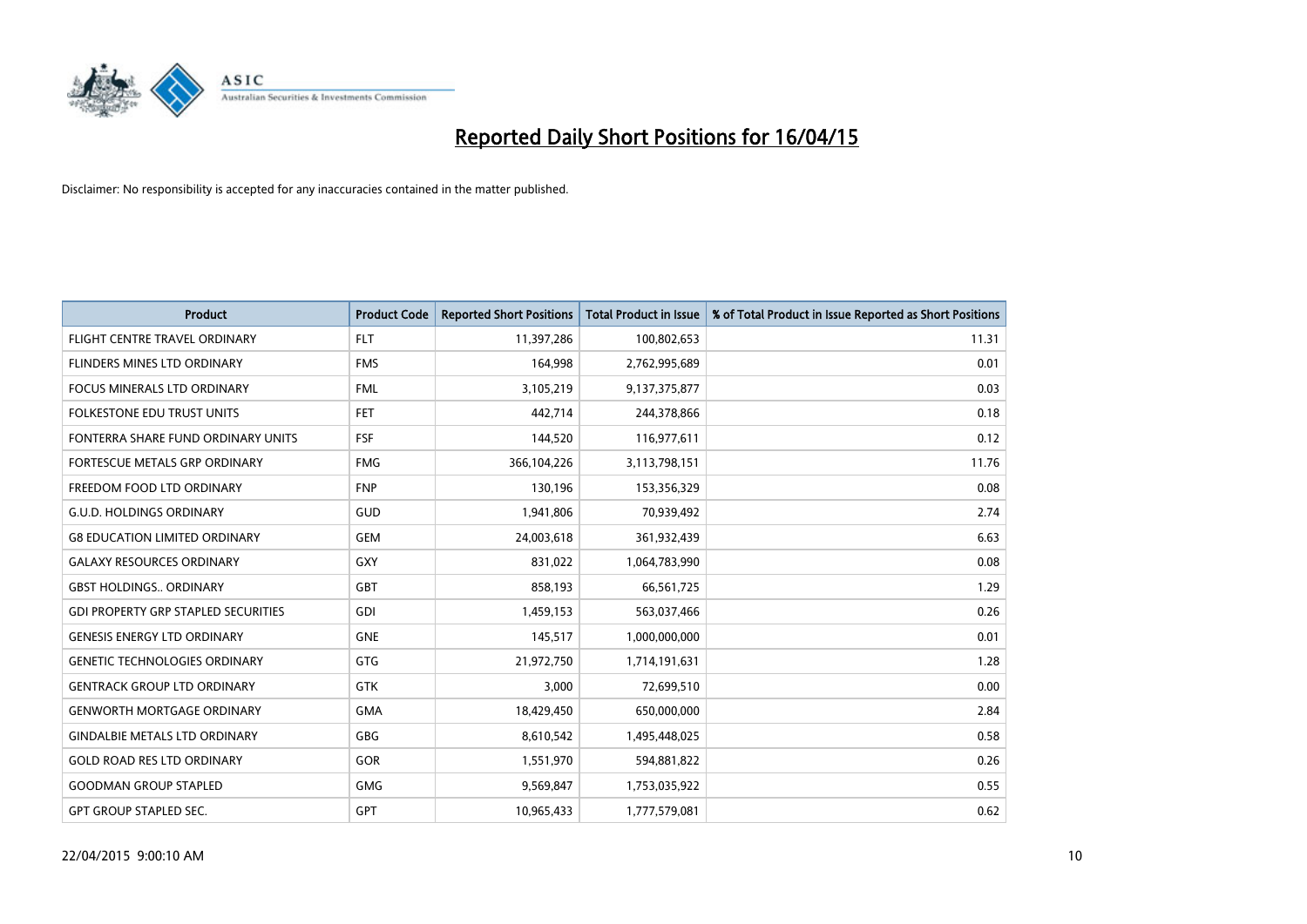# Reported Daily Short Positions for 16/04/15

Disclaimer: No responsibility is accepted for any inaccuracies contained in the matter published.

| Product | Product Code | Reported Short Positions | Total Product in Issue | % of Total Product in Issue Reported as Short Positions |
|---|---|---|---|---|
| FLIGHT CENTRE TRAVEL ORDINARY | FLT | 11,397,286 | 100,802,653 | 11.31 |
| FLINDERS MINES LTD ORDINARY | FMS | 164,998 | 2,762,995,689 | 0.01 |
| FOCUS MINERALS LTD ORDINARY | FML | 3,105,219 | 9,137,375,877 | 0.03 |
| FOLKESTONE EDU TRUST UNITS | FET | 442,714 | 244,378,866 | 0.18 |
| FONTERRA SHARE FUND ORDINARY UNITS | FSF | 144,520 | 116,977,611 | 0.12 |
| FORTESCUE METALS GRP ORDINARY | FMG | 366,104,226 | 3,113,798,151 | 11.76 |
| FREEDOM FOOD LTD ORDINARY | FNP | 130,196 | 153,356,329 | 0.08 |
| G.U.D. HOLDINGS ORDINARY | GUD | 1,941,806 | 70,939,492 | 2.74 |
| G8 EDUCATION LIMITED ORDINARY | GEM | 24,003,618 | 361,932,439 | 6.63 |
| GALAXY RESOURCES ORDINARY | GXY | 831,022 | 1,064,783,990 | 0.08 |
| GBST HOLDINGS.. ORDINARY | GBT | 858,193 | 66,561,725 | 1.29 |
| GDI PROPERTY GRP STAPLED SECURITIES | GDI | 1,459,153 | 563,037,466 | 0.26 |
| GENESIS ENERGY LTD ORDINARY | GNE | 145,517 | 1,000,000,000 | 0.01 |
| GENETIC TECHNOLOGIES ORDINARY | GTG | 21,972,750 | 1,714,191,631 | 1.28 |
| GENTRACK GROUP LTD ORDINARY | GTK | 3,000 | 72,699,510 | 0.00 |
| GENWORTH MORTGAGE ORDINARY | GMA | 18,429,450 | 650,000,000 | 2.84 |
| GINDALBIE METALS LTD ORDINARY | GBG | 8,610,542 | 1,495,448,025 | 0.58 |
| GOLD ROAD RES LTD ORDINARY | GOR | 1,551,970 | 594,881,822 | 0.26 |
| GOODMAN GROUP STAPLED | GMG | 9,569,847 | 1,753,035,922 | 0.55 |
| GPT GROUP STAPLED SEC. | GPT | 10,965,433 | 1,777,579,081 | 0.62 |

22/04/2015 9:00:10 AM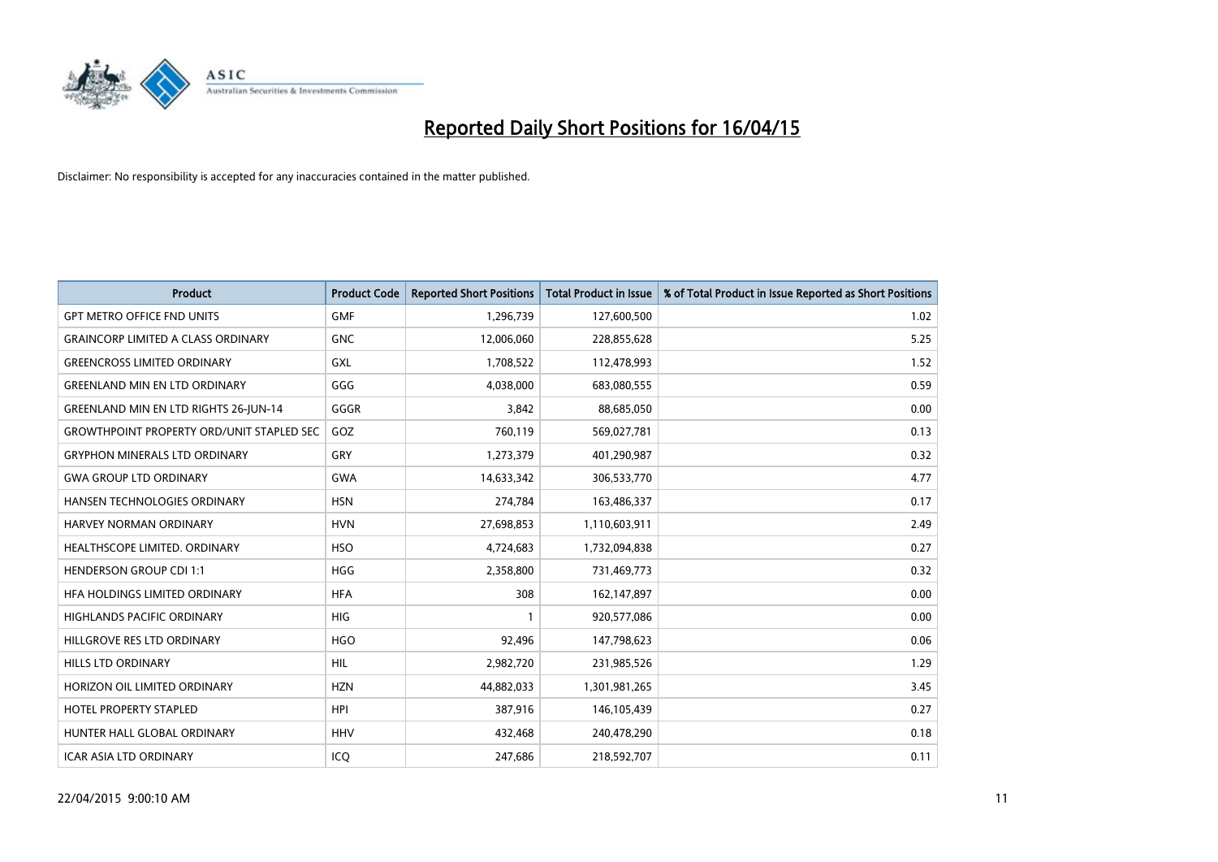# Reported Daily Short Positions for 16/04/15

Disclaimer: No responsibility is accepted for any inaccuracies contained in the matter published.

| Product | Product Code | Reported Short Positions | Total Product in Issue | % of Total Product in Issue Reported as Short Positions |
|---|---|---|---|---|
| GPT METRO OFFICE FND UNITS | GMF | 1,296,739 | 127,600,500 | 1.02 |
| GRAINCORP LIMITED A CLASS ORDINARY | GNC | 12,006,060 | 228,855,628 | 5.25 |
| GREENCROSS LIMITED ORDINARY | GXL | 1,708,522 | 112,478,993 | 1.52 |
| GREENLAND MIN EN LTD ORDINARY | GGG | 4,038,000 | 683,080,555 | 0.59 |
| GREENLAND MIN EN LTD RIGHTS 26-JUN-14 | GGGR | 3,842 | 88,685,050 | 0.00 |
| GROWTHPOINT PROPERTY ORD/UNIT STAPLED SEC | GOZ | 760,119 | 569,027,781 | 0.13 |
| GRYPHON MINERALS LTD ORDINARY | GRY | 1,273,379 | 401,290,987 | 0.32 |
| GWA GROUP LTD ORDINARY | GWA | 14,633,342 | 306,533,770 | 4.77 |
| HANSEN TECHNOLOGIES ORDINARY | HSN | 274,784 | 163,486,337 | 0.17 |
| HARVEY NORMAN ORDINARY | HVN | 27,698,853 | 1,110,603,911 | 2.49 |
| HEALTHSCOPE LIMITED. ORDINARY | HSO | 4,724,683 | 1,732,094,838 | 0.27 |
| HENDERSON GROUP CDI 1:1 | HGG | 2,358,800 | 731,469,773 | 0.32 |
| HFA HOLDINGS LIMITED ORDINARY | HFA | 308 | 162,147,897 | 0.00 |
| HIGHLANDS PACIFIC ORDINARY | HIG | 1 | 920,577,086 | 0.00 |
| HILLGROVE RES LTD ORDINARY | HGO | 92,496 | 147,798,623 | 0.06 |
| HILLS LTD ORDINARY | HIL | 2,982,720 | 231,985,526 | 1.29 |
| HORIZON OIL LIMITED ORDINARY | HZN | 44,882,033 | 1,301,981,265 | 3.45 |
| HOTEL PROPERTY STAPLED | HPI | 387,916 | 146,105,439 | 0.27 |
| HUNTER HALL GLOBAL ORDINARY | HHV | 432,468 | 240,478,290 | 0.18 |
| ICAR ASIA LTD ORDINARY | ICQ | 247,686 | 218,592,707 | 0.11 |

22/04/2015 9:00:10 AM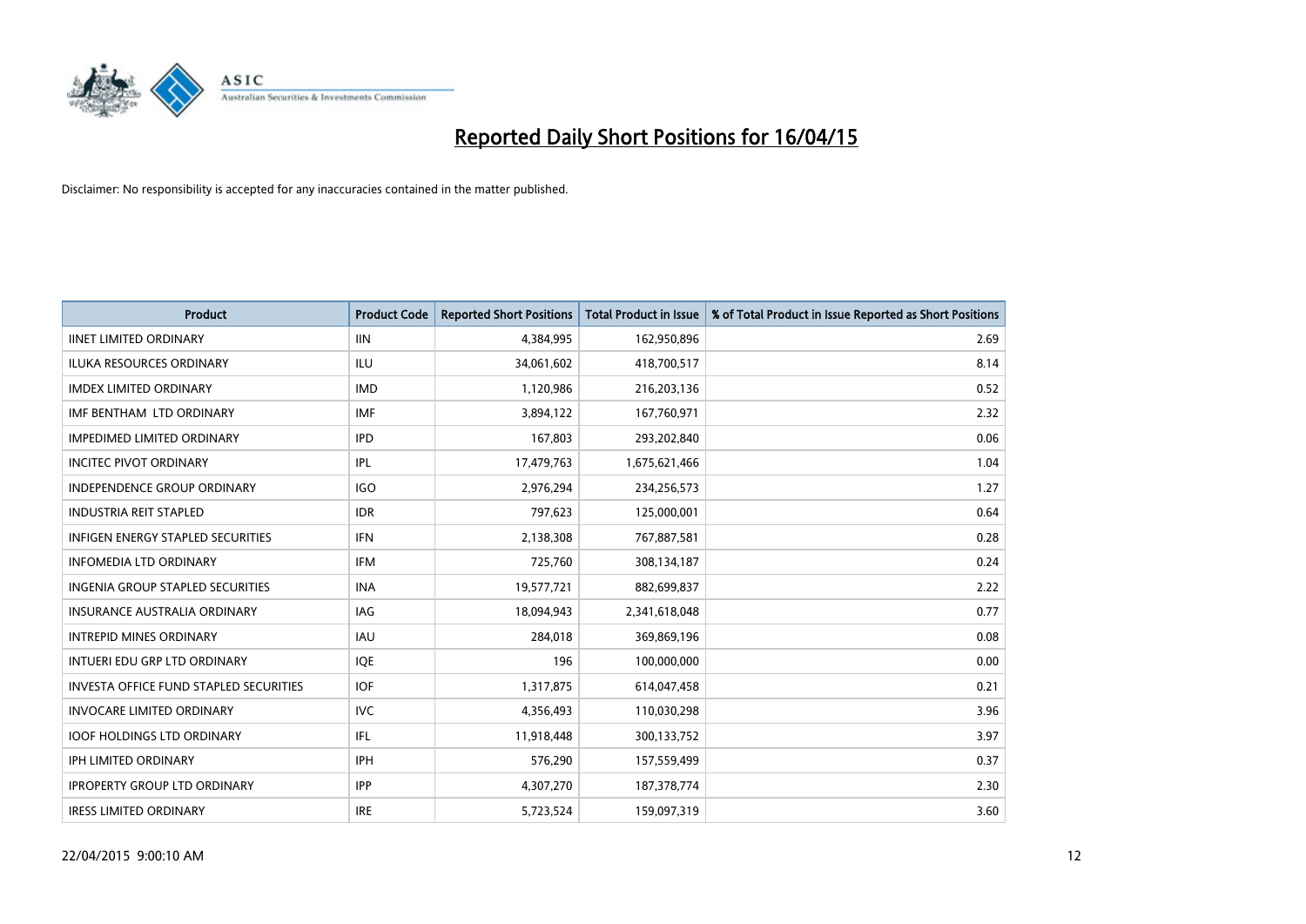# Reported Daily Short Positions for 16/04/15

Disclaimer: No responsibility is accepted for any inaccuracies contained in the matter published.

| Product | Product Code | Reported Short Positions | Total Product in Issue | % of Total Product in Issue Reported as Short Positions |
|---|---|---|---|---|
| IINET LIMITED ORDINARY | IIN | 4,384,995 | 162,950,896 | 2.69 |
| ILUKA RESOURCES ORDINARY | ILU | 34,061,602 | 418,700,517 | 8.14 |
| IMDEX LIMITED ORDINARY | IMD | 1,120,986 | 216,203,136 | 0.52 |
| IMF BENTHAM LTD ORDINARY | IMF | 3,894,122 | 167,760,971 | 2.32 |
| IMPEDIMED LIMITED ORDINARY | IPD | 167,803 | 293,202,840 | 0.06 |
| INCITEC PIVOT ORDINARY | IPL | 17,479,763 | 1,675,621,466 | 1.04 |
| INDEPENDENCE GROUP ORDINARY | IGO | 2,976,294 | 234,256,573 | 1.27 |
| INDUSTRIA REIT STAPLED | IDR | 797,623 | 125,000,001 | 0.64 |
| INFIGEN ENERGY STAPLED SECURITIES | IFN | 2,138,308 | 767,887,581 | 0.28 |
| INFOMEDIA LTD ORDINARY | IFM | 725,760 | 308,134,187 | 0.24 |
| INGENIA GROUP STAPLED SECURITIES | INA | 19,577,721 | 882,699,837 | 2.22 |
| INSURANCE AUSTRALIA ORDINARY | IAG | 18,094,943 | 2,341,618,048 | 0.77 |
| INTREPID MINES ORDINARY | IAU | 284,018 | 369,869,196 | 0.08 |
| INTUERI EDU GRP LTD ORDINARY | IQE | 196 | 100,000,000 | 0.00 |
| INVESTA OFFICE FUND STAPLED SECURITIES | IOF | 1,317,875 | 614,047,458 | 0.21 |
| INVOCARE LIMITED ORDINARY | IVC | 4,356,493 | 110,030,298 | 3.96 |
| IOOF HOLDINGS LTD ORDINARY | IFL | 11,918,448 | 300,133,752 | 3.97 |
| IPH LIMITED ORDINARY | IPH | 576,290 | 157,559,499 | 0.37 |
| IPROPERTY GROUP LTD ORDINARY | IPP | 4,307,270 | 187,378,774 | 2.30 |
| IRESS LIMITED ORDINARY | IRE | 5,723,524 | 159,097,319 | 3.60 |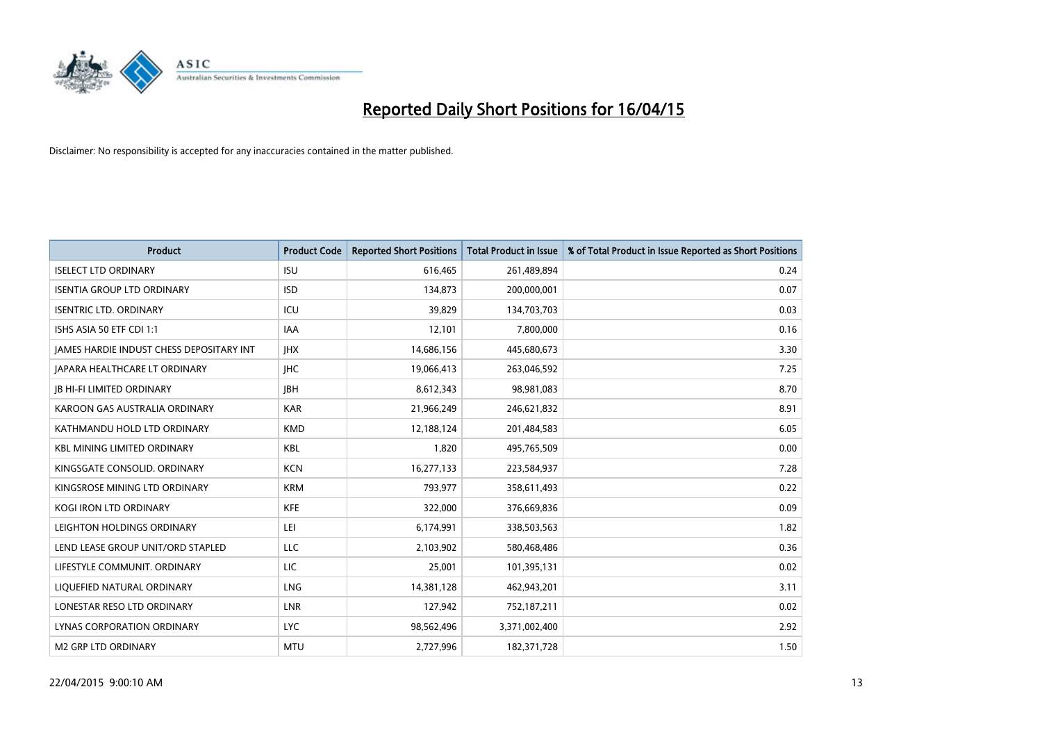# Reported Daily Short Positions for 16/04/15

Disclaimer: No responsibility is accepted for any inaccuracies contained in the matter published.

| Product | Product Code | Reported Short Positions | Total Product in Issue | % of Total Product in Issue Reported as Short Positions |
|---|---|---|---|---|
| ISELECT LTD ORDINARY | ISU | 616,465 | 261,489,894 | 0.24 |
| ISENTIA GROUP LTD ORDINARY | ISD | 134,873 | 200,000,001 | 0.07 |
| ISENTRIC LTD. ORDINARY | ICU | 39,829 | 134,703,703 | 0.03 |
| ISHS ASIA 50 ETF CDI 1:1 | IAA | 12,101 | 7,800,000 | 0.16 |
| JAMES HARDIE INDUST CHESS DEPOSITARY INT | JHX | 14,686,156 | 445,680,673 | 3.30 |
| JAPARA HEALTHCARE LT ORDINARY | JHC | 19,066,413 | 263,046,592 | 7.25 |
| JB HI-FI LIMITED ORDINARY | JBH | 8,612,343 | 98,981,083 | 8.70 |
| KAROON GAS AUSTRALIA ORDINARY | KAR | 21,966,249 | 246,621,832 | 8.91 |
| KATHMANDU HOLD LTD ORDINARY | KMD | 12,188,124 | 201,484,583 | 6.05 |
| KBL MINING LIMITED ORDINARY | KBL | 1,820 | 495,765,509 | 0.00 |
| KINGSGATE CONSOLID. ORDINARY | KCN | 16,277,133 | 223,584,937 | 7.28 |
| KINGSROSE MINING LTD ORDINARY | KRM | 793,977 | 358,611,493 | 0.22 |
| KOGI IRON LTD ORDINARY | KFE | 322,000 | 376,669,836 | 0.09 |
| LEIGHTON HOLDINGS ORDINARY | LEI | 6,174,991 | 338,503,563 | 1.82 |
| LEND LEASE GROUP UNIT/ORD STAPLED | LLC | 2,103,902 | 580,468,486 | 0.36 |
| LIFESTYLE COMMUNIT. ORDINARY | LIC | 25,001 | 101,395,131 | 0.02 |
| LIQUEFIED NATURAL ORDINARY | LNG | 14,381,128 | 462,943,201 | 3.11 |
| LONESTAR RESO LTD ORDINARY | LNR | 127,942 | 752,187,211 | 0.02 |
| LYNAS CORPORATION ORDINARY | LYC | 98,562,496 | 3,371,002,400 | 2.92 |
| M2 GRP LTD ORDINARY | MTU | 2,727,996 | 182,371,728 | 1.50 |

22/04/2015 9:00:10 AM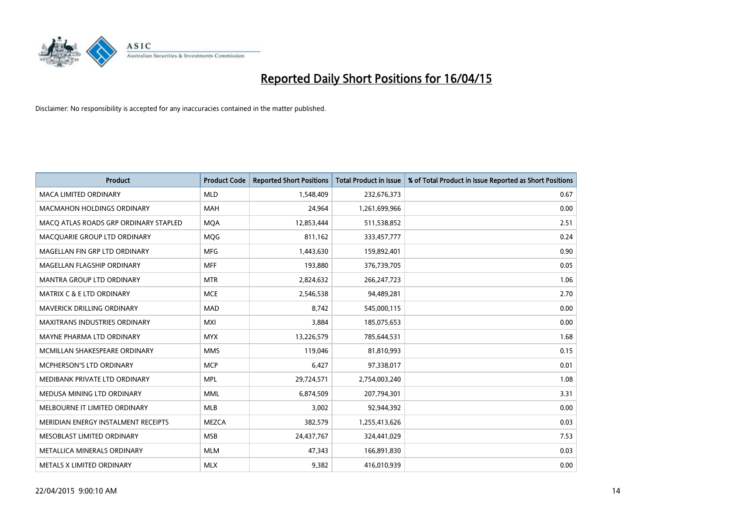# Reported Daily Short Positions for 16/04/15

Disclaimer: No responsibility is accepted for any inaccuracies contained in the matter published.

| Product | Product Code | Reported Short Positions | Total Product in Issue | % of Total Product in Issue Reported as Short Positions |
|---|---|---|---|---|
| MACA LIMITED ORDINARY | MLD | 1,548,409 | 232,676,373 | 0.67 |
| MACMAHON HOLDINGS ORDINARY | MAH | 24,964 | 1,261,699,966 | 0.00 |
| MACQ ATLAS ROADS GRP ORDINARY STAPLED | MQA | 12,853,444 | 511,538,852 | 2.51 |
| MACQUARIE GROUP LTD ORDINARY | MQG | 811,162 | 333,457,777 | 0.24 |
| MAGELLAN FIN GRP LTD ORDINARY | MFG | 1,443,630 | 159,892,401 | 0.90 |
| MAGELLAN FLAGSHIP ORDINARY | MFF | 193,880 | 376,739,705 | 0.05 |
| MANTRA GROUP LTD ORDINARY | MTR | 2,824,632 | 266,247,723 | 1.06 |
| MATRIX C & E LTD ORDINARY | MCE | 2,546,538 | 94,489,281 | 2.70 |
| MAVERICK DRILLING ORDINARY | MAD | 8,742 | 545,000,115 | 0.00 |
| MAXITRANS INDUSTRIES ORDINARY | MXI | 3,884 | 185,075,653 | 0.00 |
| MAYNE PHARMA LTD ORDINARY | MYX | 13,226,579 | 785,644,531 | 1.68 |
| MCMILLAN SHAKESPEARE ORDINARY | MMS | 119,046 | 81,810,993 | 0.15 |
| MCPHERSON'S LTD ORDINARY | MCP | 6,427 | 97,338,017 | 0.01 |
| MEDIBANK PRIVATE LTD ORDINARY | MPL | 29,724,571 | 2,754,003,240 | 1.08 |
| MEDUSA MINING LTD ORDINARY | MML | 6,874,509 | 207,794,301 | 3.31 |
| MELBOURNE IT LIMITED ORDINARY | MLB | 3,002 | 92,944,392 | 0.00 |
| MERIDIAN ENERGY INSTALMENT RECEIPTS | MEZCA | 382,579 | 1,255,413,626 | 0.03 |
| MESOBLAST LIMITED ORDINARY | MSB | 24,437,767 | 324,441,029 | 7.53 |
| METALLICA MINERALS ORDINARY | MLM | 47,343 | 166,891,830 | 0.03 |
| METALS X LIMITED ORDINARY | MLX | 9,382 | 416,010,939 | 0.00 |

22/04/2015 9:00:10 AM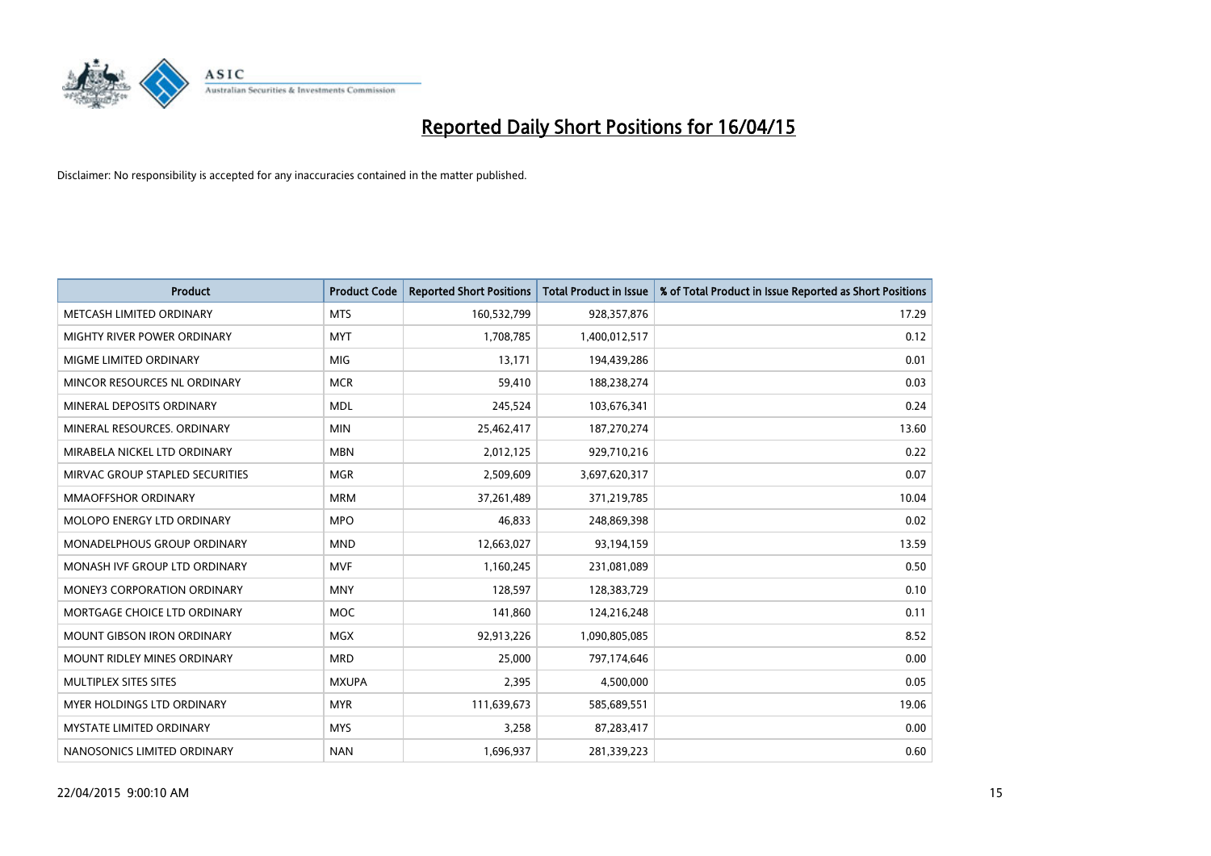# Reported Daily Short Positions for 16/04/15

Disclaimer: No responsibility is accepted for any inaccuracies contained in the matter published.

| Product | Product Code | Reported Short Positions | Total Product in Issue | % of Total Product in Issue Reported as Short Positions |
|---|---|---|---|---|
| METCASH LIMITED ORDINARY | MTS | 160,532,799 | 928,357,876 | 17.29 |
| MIGHTY RIVER POWER ORDINARY | MYT | 1,708,785 | 1,400,012,517 | 0.12 |
| MIGME LIMITED ORDINARY | MIG | 13,171 | 194,439,286 | 0.01 |
| MINCOR RESOURCES NL ORDINARY | MCR | 59,410 | 188,238,274 | 0.03 |
| MINERAL DEPOSITS ORDINARY | MDL | 245,524 | 103,676,341 | 0.24 |
| MINERAL RESOURCES. ORDINARY | MIN | 25,462,417 | 187,270,274 | 13.60 |
| MIRABELA NICKEL LTD ORDINARY | MBN | 2,012,125 | 929,710,216 | 0.22 |
| MIRVAC GROUP STAPLED SECURITIES | MGR | 2,509,609 | 3,697,620,317 | 0.07 |
| MMAOFFSHOR ORDINARY | MRM | 37,261,489 | 371,219,785 | 10.04 |
| MOLOPO ENERGY LTD ORDINARY | MPO | 46,833 | 248,869,398 | 0.02 |
| MONADELPHOUS GROUP ORDINARY | MND | 12,663,027 | 93,194,159 | 13.59 |
| MONASH IVF GROUP LTD ORDINARY | MVF | 1,160,245 | 231,081,089 | 0.50 |
| MONEY3 CORPORATION ORDINARY | MNY | 128,597 | 128,383,729 | 0.10 |
| MORTGAGE CHOICE LTD ORDINARY | MOC | 141,860 | 124,216,248 | 0.11 |
| MOUNT GIBSON IRON ORDINARY | MGX | 92,913,226 | 1,090,805,085 | 8.52 |
| MOUNT RIDLEY MINES ORDINARY | MRD | 25,000 | 797,174,646 | 0.00 |
| MULTIPLEX SITES SITES | MXUPA | 2,395 | 4,500,000 | 0.05 |
| MYER HOLDINGS LTD ORDINARY | MYR | 111,639,673 | 585,689,551 | 19.06 |
| MYSTATE LIMITED ORDINARY | MYS | 3,258 | 87,283,417 | 0.00 |
| NANOSONICS LIMITED ORDINARY | NAN | 1,696,937 | 281,339,223 | 0.60 |

22/04/2015 9:00:10 AM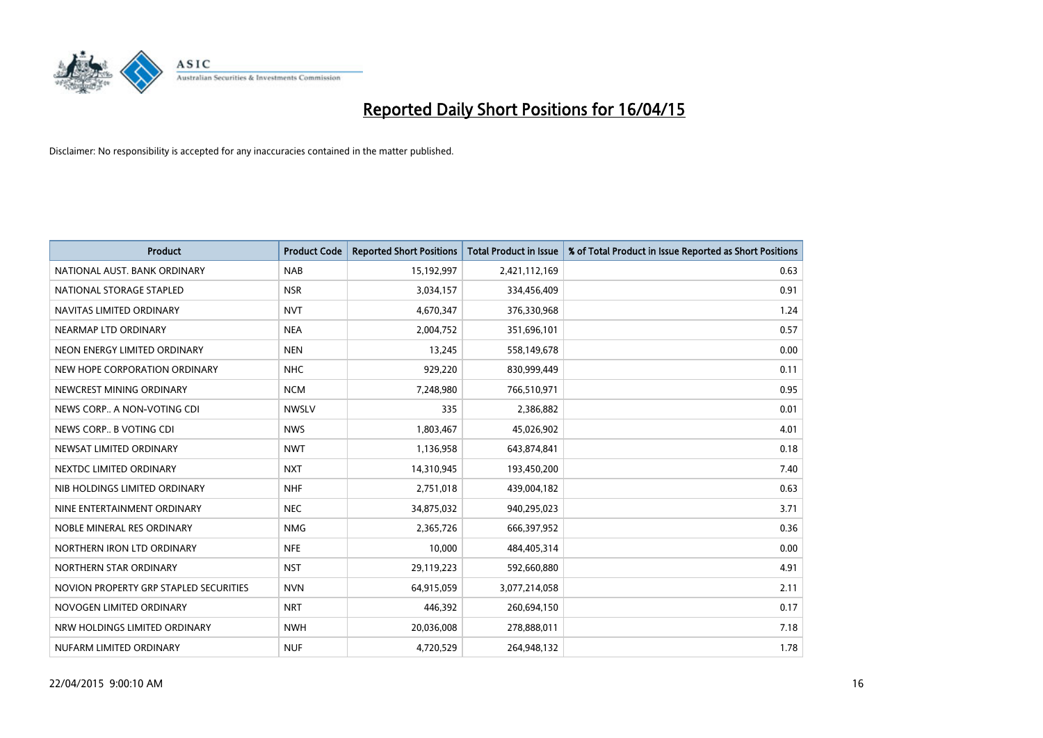# Reported Daily Short Positions for 16/04/15

Disclaimer: No responsibility is accepted for any inaccuracies contained in the matter published.

| Product | Product Code | Reported Short Positions | Total Product in Issue | % of Total Product in Issue Reported as Short Positions |
|---|---|---|---|---|
| NATIONAL AUST. BANK ORDINARY | NAB | 15,192,997 | 2,421,112,169 | 0.63 |
| NATIONAL STORAGE STAPLED | NSR | 3,034,157 | 334,456,409 | 0.91 |
| NAVITAS LIMITED ORDINARY | NVT | 4,670,347 | 376,330,968 | 1.24 |
| NEARMAP LTD ORDINARY | NEA | 2,004,752 | 351,696,101 | 0.57 |
| NEON ENERGY LIMITED ORDINARY | NEN | 13,245 | 558,149,678 | 0.00 |
| NEW HOPE CORPORATION ORDINARY | NHC | 929,220 | 830,999,449 | 0.11 |
| NEWCREST MINING ORDINARY | NCM | 7,248,980 | 766,510,971 | 0.95 |
| NEWS CORP.. A NON-VOTING CDI | NWSLV | 335 | 2,386,882 | 0.01 |
| NEWS CORP.. B VOTING CDI | NWS | 1,803,467 | 45,026,902 | 4.01 |
| NEWSAT LIMITED ORDINARY | NWT | 1,136,958 | 643,874,841 | 0.18 |
| NEXTDC LIMITED ORDINARY | NXT | 14,310,945 | 193,450,200 | 7.40 |
| NIB HOLDINGS LIMITED ORDINARY | NHF | 2,751,018 | 439,004,182 | 0.63 |
| NINE ENTERTAINMENT ORDINARY | NEC | 34,875,032 | 940,295,023 | 3.71 |
| NOBLE MINERAL RES ORDINARY | NMG | 2,365,726 | 666,397,952 | 0.36 |
| NORTHERN IRON LTD ORDINARY | NFE | 10,000 | 484,405,314 | 0.00 |
| NORTHERN STAR ORDINARY | NST | 29,119,223 | 592,660,880 | 4.91 |
| NOVION PROPERTY GRP STAPLED SECURITIES | NVN | 64,915,059 | 3,077,214,058 | 2.11 |
| NOVOGEN LIMITED ORDINARY | NRT | 446,392 | 260,694,150 | 0.17 |
| NRW HOLDINGS LIMITED ORDINARY | NWH | 20,036,008 | 278,888,011 | 7.18 |
| NUFARM LIMITED ORDINARY | NUF | 4,720,529 | 264,948,132 | 1.78 |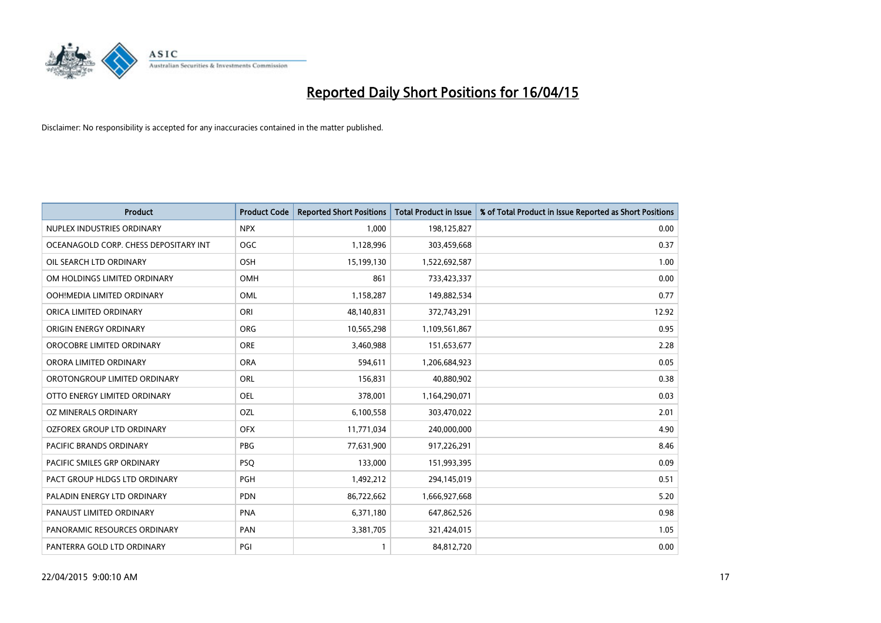# Reported Daily Short Positions for 16/04/15

Disclaimer: No responsibility is accepted for any inaccuracies contained in the matter published.

| Product | Product Code | Reported Short Positions | Total Product in Issue | % of Total Product in Issue Reported as Short Positions |
|---|---|---|---|---|
| NUPLEX INDUSTRIES ORDINARY | NPX | 1,000 | 198,125,827 | 0.00 |
| OCEANAGOLD CORP. CHESS DEPOSITARY INT | OGC | 1,128,996 | 303,459,668 | 0.37 |
| OIL SEARCH LTD ORDINARY | OSH | 15,199,130 | 1,522,692,587 | 1.00 |
| OM HOLDINGS LIMITED ORDINARY | OMH | 861 | 733,423,337 | 0.00 |
| OOH!MEDIA LIMITED ORDINARY | OML | 1,158,287 | 149,882,534 | 0.77 |
| ORICA LIMITED ORDINARY | ORI | 48,140,831 | 372,743,291 | 12.92 |
| ORIGIN ENERGY ORDINARY | ORG | 10,565,298 | 1,109,561,867 | 0.95 |
| OROCOBRE LIMITED ORDINARY | ORE | 3,460,988 | 151,653,677 | 2.28 |
| ORORA LIMITED ORDINARY | ORA | 594,611 | 1,206,684,923 | 0.05 |
| OROTONGROUP LIMITED ORDINARY | ORL | 156,831 | 40,880,902 | 0.38 |
| OTTO ENERGY LIMITED ORDINARY | OEL | 378,001 | 1,164,290,071 | 0.03 |
| OZ MINERALS ORDINARY | OZL | 6,100,558 | 303,470,022 | 2.01 |
| OZFOREX GROUP LTD ORDINARY | OFX | 11,771,034 | 240,000,000 | 4.90 |
| PACIFIC BRANDS ORDINARY | PBG | 77,631,900 | 917,226,291 | 8.46 |
| PACIFIC SMILES GRP ORDINARY | PSQ | 133,000 | 151,993,395 | 0.09 |
| PACT GROUP HLDGS LTD ORDINARY | PGH | 1,492,212 | 294,145,019 | 0.51 |
| PALADIN ENERGY LTD ORDINARY | PDN | 86,722,662 | 1,666,927,668 | 5.20 |
| PANAUST LIMITED ORDINARY | PNA | 6,371,180 | 647,862,526 | 0.98 |
| PANORAMIC RESOURCES ORDINARY | PAN | 3,381,705 | 321,424,015 | 1.05 |
| PANTERRA GOLD LTD ORDINARY | PGI | 1 | 84,812,720 | 0.00 |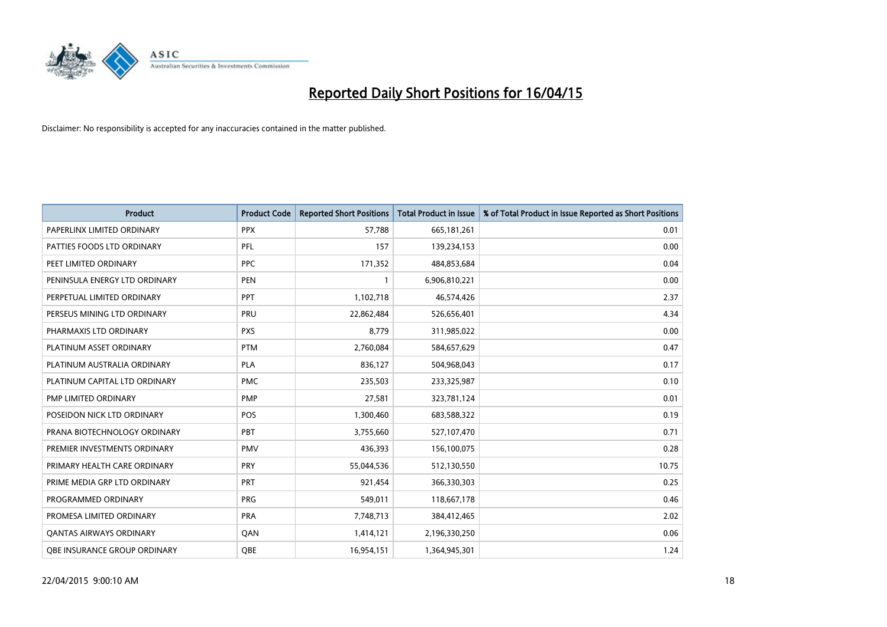# Reported Daily Short Positions for 16/04/15

Disclaimer: No responsibility is accepted for any inaccuracies contained in the matter published.

| Product | Product Code | Reported Short Positions | Total Product in Issue | % of Total Product in Issue Reported as Short Positions |
|---|---|---|---|---|
| PAPERLINX LIMITED ORDINARY | PPX | 57,788 | 665,181,261 | 0.01 |
| PATTIES FOODS LTD ORDINARY | PFL | 157 | 139,234,153 | 0.00 |
| PEET LIMITED ORDINARY | PPC | 171,352 | 484,853,684 | 0.04 |
| PENINSULA ENERGY LTD ORDINARY | PEN | 1 | 6,906,810,221 | 0.00 |
| PERPETUAL LIMITED ORDINARY | PPT | 1,102,718 | 46,574,426 | 2.37 |
| PERSEUS MINING LTD ORDINARY | PRU | 22,862,484 | 526,656,401 | 4.34 |
| PHARMAXIS LTD ORDINARY | PXS | 8,779 | 311,985,022 | 0.00 |
| PLATINUM ASSET ORDINARY | PTM | 2,760,084 | 584,657,629 | 0.47 |
| PLATINUM AUSTRALIA ORDINARY | PLA | 836,127 | 504,968,043 | 0.17 |
| PLATINUM CAPITAL LTD ORDINARY | PMC | 235,503 | 233,325,987 | 0.10 |
| PMP LIMITED ORDINARY | PMP | 27,581 | 323,781,124 | 0.01 |
| POSEIDON NICK LTD ORDINARY | POS | 1,300,460 | 683,588,322 | 0.19 |
| PRANA BIOTECHNOLOGY ORDINARY | PBT | 3,755,660 | 527,107,470 | 0.71 |
| PREMIER INVESTMENTS ORDINARY | PMV | 436,393 | 156,100,075 | 0.28 |
| PRIMARY HEALTH CARE ORDINARY | PRY | 55,044,536 | 512,130,550 | 10.75 |
| PRIME MEDIA GRP LTD ORDINARY | PRT | 921,454 | 366,330,303 | 0.25 |
| PROGRAMMED ORDINARY | PRG | 549,011 | 118,667,178 | 0.46 |
| PROMESA LIMITED ORDINARY | PRA | 7,748,713 | 384,412,465 | 2.02 |
| QANTAS AIRWAYS ORDINARY | QAN | 1,414,121 | 2,196,330,250 | 0.06 |
| QBE INSURANCE GROUP ORDINARY | QBE | 16,954,151 | 1,364,945,301 | 1.24 |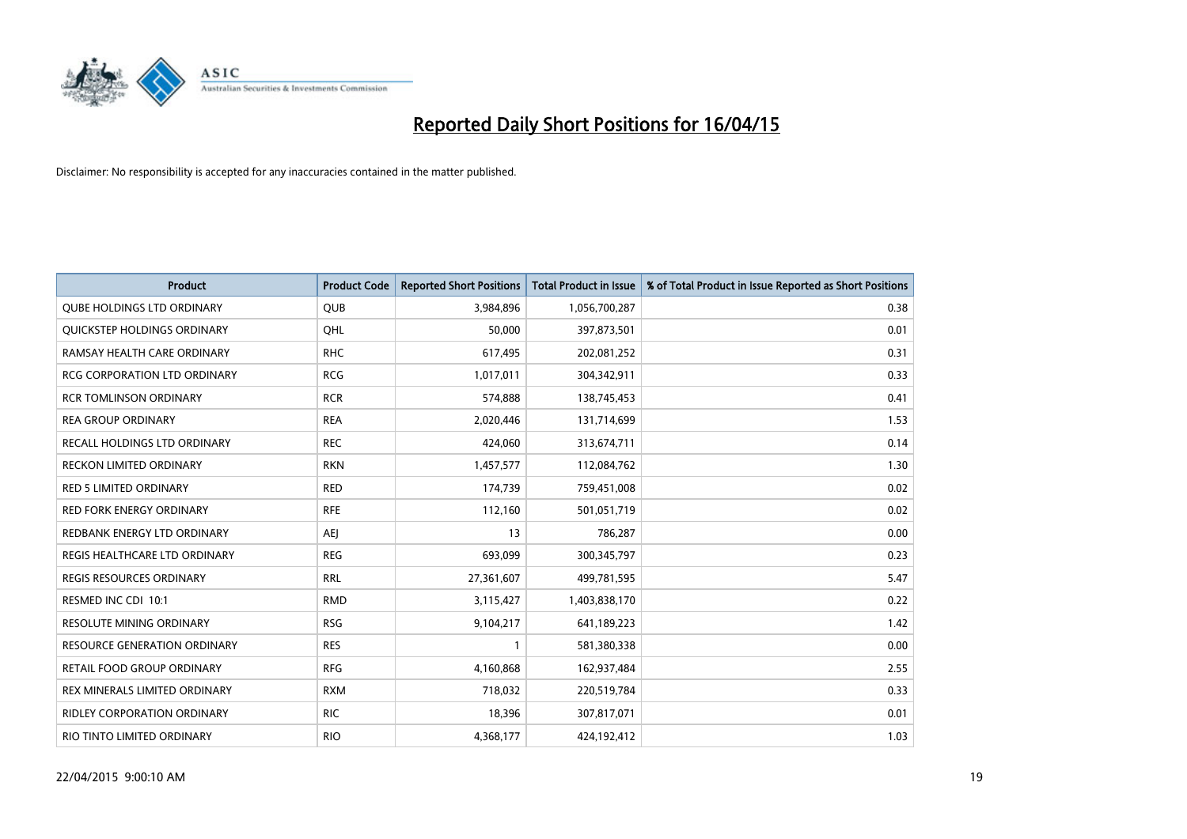# Reported Daily Short Positions for 16/04/15

Disclaimer: No responsibility is accepted for any inaccuracies contained in the matter published.

| Product | Product Code | Reported Short Positions | Total Product in Issue | % of Total Product in Issue Reported as Short Positions |
|---|---|---|---|---|
| QUBE HOLDINGS LTD ORDINARY | QUB | 3,984,896 | 1,056,700,287 | 0.38 |
| QUICKSTEP HOLDINGS ORDINARY | QHL | 50,000 | 397,873,501 | 0.01 |
| RAMSAY HEALTH CARE ORDINARY | RHC | 617,495 | 202,081,252 | 0.31 |
| RCG CORPORATION LTD ORDINARY | RCG | 1,017,011 | 304,342,911 | 0.33 |
| RCR TOMLINSON ORDINARY | RCR | 574,888 | 138,745,453 | 0.41 |
| REA GROUP ORDINARY | REA | 2,020,446 | 131,714,699 | 1.53 |
| RECALL HOLDINGS LTD ORDINARY | REC | 424,060 | 313,674,711 | 0.14 |
| RECKON LIMITED ORDINARY | RKN | 1,457,577 | 112,084,762 | 1.30 |
| RED 5 LIMITED ORDINARY | RED | 174,739 | 759,451,008 | 0.02 |
| RED FORK ENERGY ORDINARY | RFE | 112,160 | 501,051,719 | 0.02 |
| REDBANK ENERGY LTD ORDINARY | AEJ | 13 | 786,287 | 0.00 |
| REGIS HEALTHCARE LTD ORDINARY | REG | 693,099 | 300,345,797 | 0.23 |
| REGIS RESOURCES ORDINARY | RRL | 27,361,607 | 499,781,595 | 5.47 |
| RESMED INC CDI 10:1 | RMD | 3,115,427 | 1,403,838,170 | 0.22 |
| RESOLUTE MINING ORDINARY | RSG | 9,104,217 | 641,189,223 | 1.42 |
| RESOURCE GENERATION ORDINARY | RES | 1 | 581,380,338 | 0.00 |
| RETAIL FOOD GROUP ORDINARY | RFG | 4,160,868 | 162,937,484 | 2.55 |
| REX MINERALS LIMITED ORDINARY | RXM | 718,032 | 220,519,784 | 0.33 |
| RIDLEY CORPORATION ORDINARY | RIC | 18,396 | 307,817,071 | 0.01 |
| RIO TINTO LIMITED ORDINARY | RIO | 4,368,177 | 424,192,412 | 1.03 |

22/04/2015 9:00:10 AM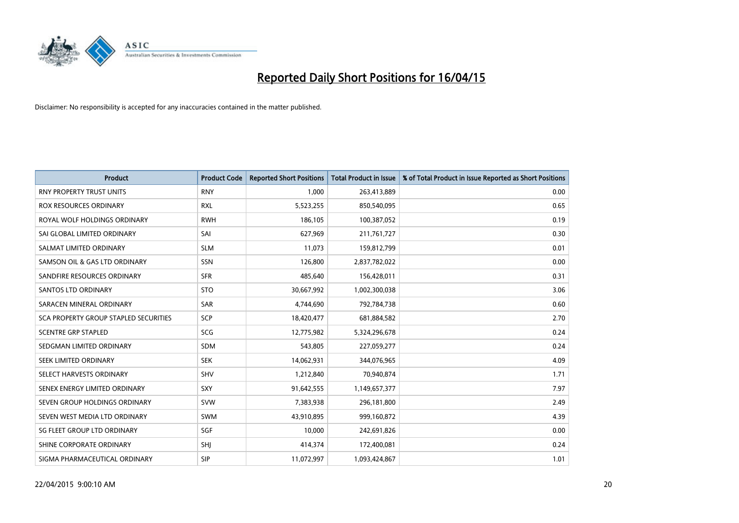# Reported Daily Short Positions for 16/04/15

Disclaimer: No responsibility is accepted for any inaccuracies contained in the matter published.

| Product | Product Code | Reported Short Positions | Total Product in Issue | % of Total Product in Issue Reported as Short Positions |
|---|---|---|---|---|
| RNY PROPERTY TRUST UNITS | RNY | 1,000 | 263,413,889 | 0.00 |
| ROX RESOURCES ORDINARY | RXL | 5,523,255 | 850,540,095 | 0.65 |
| ROYAL WOLF HOLDINGS ORDINARY | RWH | 186,105 | 100,387,052 | 0.19 |
| SAI GLOBAL LIMITED ORDINARY | SAI | 627,969 | 211,761,727 | 0.30 |
| SALMAT LIMITED ORDINARY | SLM | 11,073 | 159,812,799 | 0.01 |
| SAMSON OIL & GAS LTD ORDINARY | SSN | 126,800 | 2,837,782,022 | 0.00 |
| SANDFIRE RESOURCES ORDINARY | SFR | 485,640 | 156,428,011 | 0.31 |
| SANTOS LTD ORDINARY | STO | 30,667,992 | 1,002,300,038 | 3.06 |
| SARACEN MINERAL ORDINARY | SAR | 4,744,690 | 792,784,738 | 0.60 |
| SCA PROPERTY GROUP STAPLED SECURITIES | SCP | 18,420,477 | 681,884,582 | 2.70 |
| SCENTRE GRP STAPLED | SCG | 12,775,982 | 5,324,296,678 | 0.24 |
| SEDGMAN LIMITED ORDINARY | SDM | 543,805 | 227,059,277 | 0.24 |
| SEEK LIMITED ORDINARY | SEK | 14,062,931 | 344,076,965 | 4.09 |
| SELECT HARVESTS ORDINARY | SHV | 1,212,840 | 70,940,874 | 1.71 |
| SENEX ENERGY LIMITED ORDINARY | SXY | 91,642,555 | 1,149,657,377 | 7.97 |
| SEVEN GROUP HOLDINGS ORDINARY | SVW | 7,383,938 | 296,181,800 | 2.49 |
| SEVEN WEST MEDIA LTD ORDINARY | SWM | 43,910,895 | 999,160,872 | 4.39 |
| SG FLEET GROUP LTD ORDINARY | SGF | 10,000 | 242,691,826 | 0.00 |
| SHINE CORPORATE ORDINARY | SHJ | 414,374 | 172,400,081 | 0.24 |
| SIGMA PHARMACEUTICAL ORDINARY | SIP | 11,072,997 | 1,093,424,867 | 1.01 |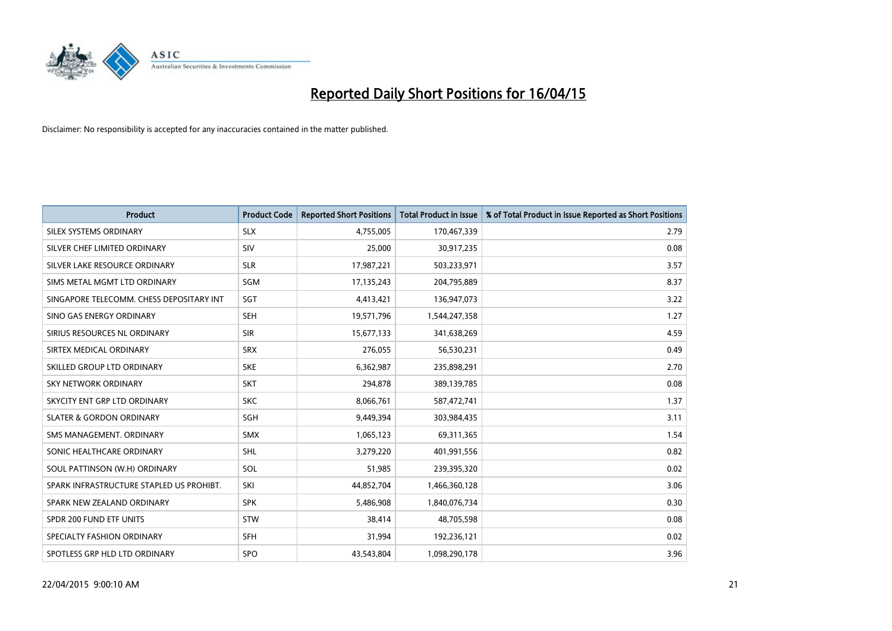# Reported Daily Short Positions for 16/04/15

Disclaimer: No responsibility is accepted for any inaccuracies contained in the matter published.

| Product | Product Code | Reported Short Positions | Total Product in Issue | % of Total Product in Issue Reported as Short Positions |
|---|---|---|---|---|
| SILEX SYSTEMS ORDINARY | SLX | 4,755,005 | 170,467,339 | 2.79 |
| SILVER CHEF LIMITED ORDINARY | SIV | 25,000 | 30,917,235 | 0.08 |
| SILVER LAKE RESOURCE ORDINARY | SLR | 17,987,221 | 503,233,971 | 3.57 |
| SIMS METAL MGMT LTD ORDINARY | SGM | 17,135,243 | 204,795,889 | 8.37 |
| SINGAPORE TELECOMM. CHESS DEPOSITARY INT | SGT | 4,413,421 | 136,947,073 | 3.22 |
| SINO GAS ENERGY ORDINARY | SEH | 19,571,796 | 1,544,247,358 | 1.27 |
| SIRIUS RESOURCES NL ORDINARY | SIR | 15,677,133 | 341,638,269 | 4.59 |
| SIRTEX MEDICAL ORDINARY | SRX | 276,055 | 56,530,231 | 0.49 |
| SKILLED GROUP LTD ORDINARY | SKE | 6,362,987 | 235,898,291 | 2.70 |
| SKY NETWORK ORDINARY | SKT | 294,878 | 389,139,785 | 0.08 |
| SKYCITY ENT GRP LTD ORDINARY | SKC | 8,066,761 | 587,472,741 | 1.37 |
| SLATER & GORDON ORDINARY | SGH | 9,449,394 | 303,984,435 | 3.11 |
| SMS MANAGEMENT. ORDINARY | SMX | 1,065,123 | 69,311,365 | 1.54 |
| SONIC HEALTHCARE ORDINARY | SHL | 3,279,220 | 401,991,556 | 0.82 |
| SOUL PATTINSON (W.H) ORDINARY | SOL | 51,985 | 239,395,320 | 0.02 |
| SPARK INFRASTRUCTURE STAPLED US PROHIBT. | SKI | 44,852,704 | 1,466,360,128 | 3.06 |
| SPARK NEW ZEALAND ORDINARY | SPK | 5,486,908 | 1,840,076,734 | 0.30 |
| SPDR 200 FUND ETF UNITS | STW | 38,414 | 48,705,598 | 0.08 |
| SPECIALTY FASHION ORDINARY | SFH | 31,994 | 192,236,121 | 0.02 |
| SPOTLESS GRP HLD LTD ORDINARY | SPO | 43,543,804 | 1,098,290,178 | 3.96 |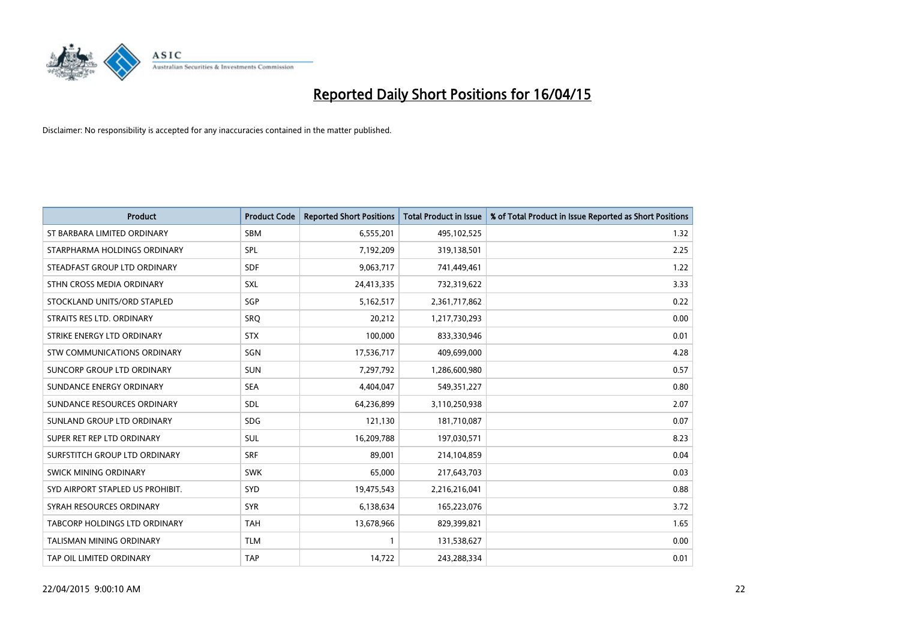# Reported Daily Short Positions for 16/04/15

Disclaimer: No responsibility is accepted for any inaccuracies contained in the matter published.

| Product | Product Code | Reported Short Positions | Total Product in Issue | % of Total Product in Issue Reported as Short Positions |
|---|---|---|---|---|
| ST BARBARA LIMITED ORDINARY | SBM | 6,555,201 | 495,102,525 | 1.32 |
| STARPHARMA HOLDINGS ORDINARY | SPL | 7,192,209 | 319,138,501 | 2.25 |
| STEADFAST GROUP LTD ORDINARY | SDF | 9,063,717 | 741,449,461 | 1.22 |
| STHN CROSS MEDIA ORDINARY | SXL | 24,413,335 | 732,319,622 | 3.33 |
| STOCKLAND UNITS/ORD STAPLED | SGP | 5,162,517 | 2,361,717,862 | 0.22 |
| STRAITS RES LTD. ORDINARY | SRQ | 20,212 | 1,217,730,293 | 0.00 |
| STRIKE ENERGY LTD ORDINARY | STX | 100,000 | 833,330,946 | 0.01 |
| STW COMMUNICATIONS ORDINARY | SGN | 17,536,717 | 409,699,000 | 4.28 |
| SUNCORP GROUP LTD ORDINARY | SUN | 7,297,792 | 1,286,600,980 | 0.57 |
| SUNDANCE ENERGY ORDINARY | SEA | 4,404,047 | 549,351,227 | 0.80 |
| SUNDANCE RESOURCES ORDINARY | SDL | 64,236,899 | 3,110,250,938 | 2.07 |
| SUNLAND GROUP LTD ORDINARY | SDG | 121,130 | 181,710,087 | 0.07 |
| SUPER RET REP LTD ORDINARY | SUL | 16,209,788 | 197,030,571 | 8.23 |
| SURFSTITCH GROUP LTD ORDINARY | SRF | 89,001 | 214,104,859 | 0.04 |
| SWICK MINING ORDINARY | SWK | 65,000 | 217,643,703 | 0.03 |
| SYD AIRPORT STAPLED US PROHIBIT. | SYD | 19,475,543 | 2,216,216,041 | 0.88 |
| SYRAH RESOURCES ORDINARY | SYR | 6,138,634 | 165,223,076 | 3.72 |
| TABCORP HOLDINGS LTD ORDINARY | TAH | 13,678,966 | 829,399,821 | 1.65 |
| TALISMAN MINING ORDINARY | TLM | 1 | 131,538,627 | 0.00 |
| TAP OIL LIMITED ORDINARY | TAP | 14,722 | 243,288,334 | 0.01 |

22/04/2015 9:00:10 AM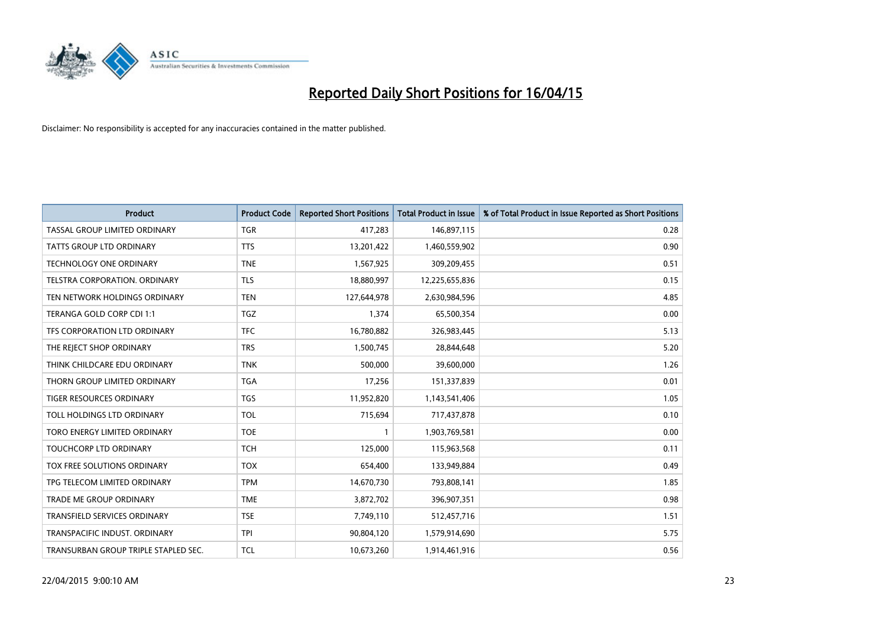# Reported Daily Short Positions for 16/04/15

Disclaimer: No responsibility is accepted for any inaccuracies contained in the matter published.

| Product | Product Code | Reported Short Positions | Total Product in Issue | % of Total Product in Issue Reported as Short Positions |
|---|---|---|---|---|
| TASSAL GROUP LIMITED ORDINARY | TGR | 417,283 | 146,897,115 | 0.28 |
| TATTS GROUP LTD ORDINARY | TTS | 13,201,422 | 1,460,559,902 | 0.90 |
| TECHNOLOGY ONE ORDINARY | TNE | 1,567,925 | 309,209,455 | 0.51 |
| TELSTRA CORPORATION. ORDINARY | TLS | 18,880,997 | 12,225,655,836 | 0.15 |
| TEN NETWORK HOLDINGS ORDINARY | TEN | 127,644,978 | 2,630,984,596 | 4.85 |
| TERANGA GOLD CORP CDI 1:1 | TGZ | 1,374 | 65,500,354 | 0.00 |
| TFS CORPORATION LTD ORDINARY | TFC | 16,780,882 | 326,983,445 | 5.13 |
| THE REJECT SHOP ORDINARY | TRS | 1,500,745 | 28,844,648 | 5.20 |
| THINK CHILDCARE EDU ORDINARY | TNK | 500,000 | 39,600,000 | 1.26 |
| THORN GROUP LIMITED ORDINARY | TGA | 17,256 | 151,337,839 | 0.01 |
| TIGER RESOURCES ORDINARY | TGS | 11,952,820 | 1,143,541,406 | 1.05 |
| TOLL HOLDINGS LTD ORDINARY | TOL | 715,694 | 717,437,878 | 0.10 |
| TORO ENERGY LIMITED ORDINARY | TOE | 1 | 1,903,769,581 | 0.00 |
| TOUCHCORP LTD ORDINARY | TCH | 125,000 | 115,963,568 | 0.11 |
| TOX FREE SOLUTIONS ORDINARY | TOX | 654,400 | 133,949,884 | 0.49 |
| TPG TELECOM LIMITED ORDINARY | TPM | 14,670,730 | 793,808,141 | 1.85 |
| TRADE ME GROUP ORDINARY | TME | 3,872,702 | 396,907,351 | 0.98 |
| TRANSFIELD SERVICES ORDINARY | TSE | 7,749,110 | 512,457,716 | 1.51 |
| TRANSPACIFIC INDUST. ORDINARY | TPI | 90,804,120 | 1,579,914,690 | 5.75 |
| TRANSURBAN GROUP TRIPLE STAPLED SEC. | TCL | 10,673,260 | 1,914,461,916 | 0.56 |

22/04/2015 9:00:10 AM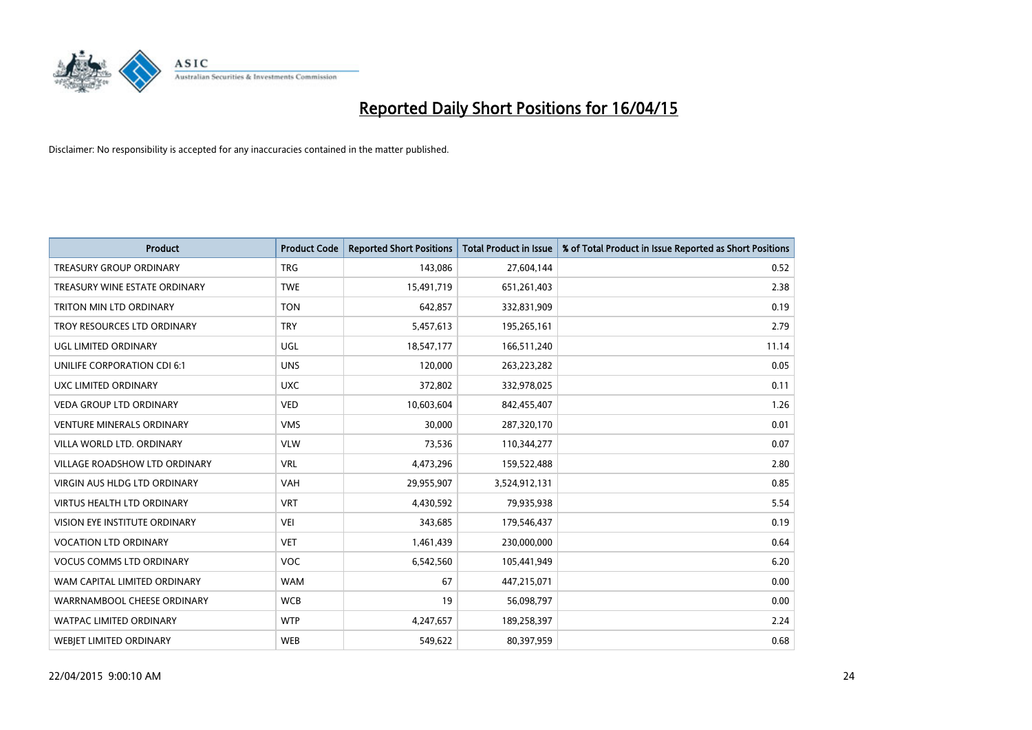# Reported Daily Short Positions for 16/04/15

Disclaimer: No responsibility is accepted for any inaccuracies contained in the matter published.

| Product | Product Code | Reported Short Positions | Total Product in Issue | % of Total Product in Issue Reported as Short Positions |
|---|---|---|---|---|
| TREASURY GROUP ORDINARY | TRG | 143,086 | 27,604,144 | 0.52 |
| TREASURY WINE ESTATE ORDINARY | TWE | 15,491,719 | 651,261,403 | 2.38 |
| TRITON MIN LTD ORDINARY | TON | 642,857 | 332,831,909 | 0.19 |
| TROY RESOURCES LTD ORDINARY | TRY | 5,457,613 | 195,265,161 | 2.79 |
| UGL LIMITED ORDINARY | UGL | 18,547,177 | 166,511,240 | 11.14 |
| UNILIFE CORPORATION CDI 6:1 | UNS | 120,000 | 263,223,282 | 0.05 |
| UXC LIMITED ORDINARY | UXC | 372,802 | 332,978,025 | 0.11 |
| VEDA GROUP LTD ORDINARY | VED | 10,603,604 | 842,455,407 | 1.26 |
| VENTURE MINERALS ORDINARY | VMS | 30,000 | 287,320,170 | 0.01 |
| VILLA WORLD LTD. ORDINARY | VLW | 73,536 | 110,344,277 | 0.07 |
| VILLAGE ROADSHOW LTD ORDINARY | VRL | 4,473,296 | 159,522,488 | 2.80 |
| VIRGIN AUS HLDG LTD ORDINARY | VAH | 29,955,907 | 3,524,912,131 | 0.85 |
| VIRTUS HEALTH LTD ORDINARY | VRT | 4,430,592 | 79,935,938 | 5.54 |
| VISION EYE INSTITUTE ORDINARY | VEI | 343,685 | 179,546,437 | 0.19 |
| VOCATION LTD ORDINARY | VET | 1,461,439 | 230,000,000 | 0.64 |
| VOCUS COMMS LTD ORDINARY | VOC | 6,542,560 | 105,441,949 | 6.20 |
| WAM CAPITAL LIMITED ORDINARY | WAM | 67 | 447,215,071 | 0.00 |
| WARRNAMBOOL CHEESE ORDINARY | WCB | 19 | 56,098,797 | 0.00 |
| WATPAC LIMITED ORDINARY | WTP | 4,247,657 | 189,258,397 | 2.24 |
| WEBJET LIMITED ORDINARY | WEB | 549,622 | 80,397,959 | 0.68 |

22/04/2015 9:00:10 AM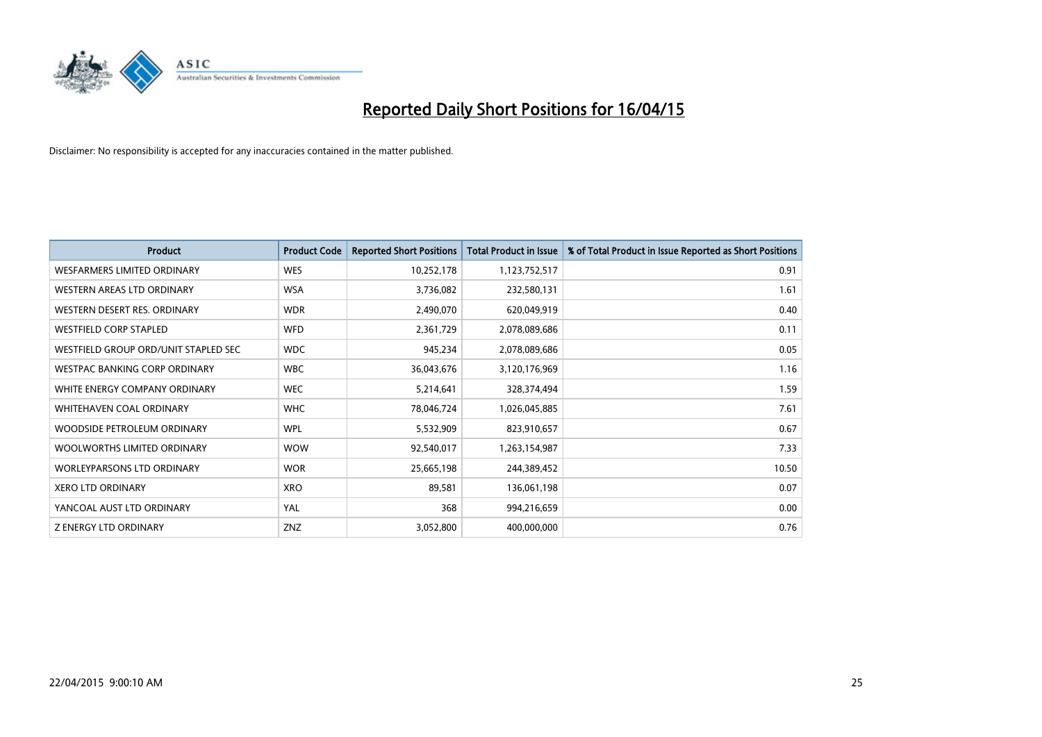# Reported Daily Short Positions for 16/04/15

Disclaimer: No responsibility is accepted for any inaccuracies contained in the matter published.

| Product | Product Code | Reported Short Positions | Total Product in Issue | % of Total Product in Issue Reported as Short Positions |
| --- | --- | --- | --- | --- |
| WESFARMERS LIMITED ORDINARY | WES | 10,252,178 | 1,123,752,517 | 0.91 |
| WESTERN AREAS LTD ORDINARY | WSA | 3,736,082 | 232,580,131 | 1.61 |
| WESTERN DESERT RES. ORDINARY | WDR | 2,490,070 | 620,049,919 | 0.40 |
| WESTFIELD CORP STAPLED | WFD | 2,361,729 | 2,078,089,686 | 0.11 |
| WESTFIELD GROUP ORD/UNIT STAPLED SEC | WDC | 945,234 | 2,078,089,686 | 0.05 |
| WESTPAC BANKING CORP ORDINARY | WBC | 36,043,676 | 3,120,176,969 | 1.16 |
| WHITE ENERGY COMPANY ORDINARY | WEC | 5,214,641 | 328,374,494 | 1.59 |
| WHITEHAVEN COAL ORDINARY | WHC | 78,046,724 | 1,026,045,885 | 7.61 |
| WOODSIDE PETROLEUM ORDINARY | WPL | 5,532,909 | 823,910,657 | 0.67 |
| WOOLWORTHS LIMITED ORDINARY | WOW | 92,540,017 | 1,263,154,987 | 7.33 |
| WORLEYPARSONS LTD ORDINARY | WOR | 25,665,198 | 244,389,452 | 10.50 |
| XERO LTD ORDINARY | XRO | 89,581 | 136,061,198 | 0.07 |
| YANCOAL AUST LTD ORDINARY | YAL | 368 | 994,216,659 | 0.00 |
| Z ENERGY LTD ORDINARY | ZNZ | 3,052,800 | 400,000,000 | 0.76 |

22/04/2015 9:00:10 AM